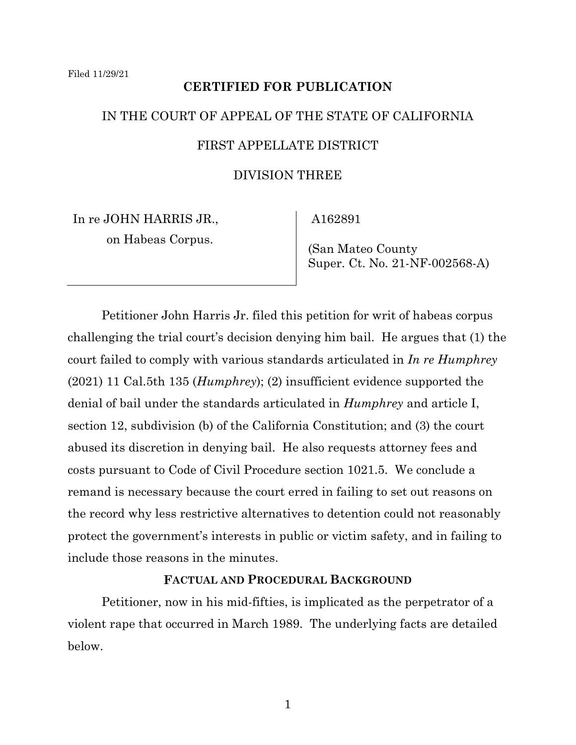Filed 11/29/21

**CERTIFIED FOR PUBLICATION**

IN THE COURT OF APPEAL OF THE STATE OF CALIFORNIA

FIRST APPELLATE DISTRICT

DIVISION THREE

| | |
|---|---|
| In re JOHN HARRIS JR., on Habeas Corpus. | A162891 (San Mateo County Super. Ct. No. 21-NF-002568-A) |

Petitioner John Harris Jr. filed this petition for writ of habeas corpus challenging the trial court's decision denying him bail. He argues that (1) the court failed to comply with various standards articulated in *In re Humphrey* (2021) 11 Cal.5th 135 (*Humphrey*); (2) insufficient evidence supported the denial of bail under the standards articulated in *Humphrey* and article I, section 12, subdivision (b) of the California Constitution; and (3) the court abused its discretion in denying bail. He also requests attorney fees and costs pursuant to Code of Civil Procedure section 1021.5. We conclude a remand is necessary because the court erred in failing to set out reasons on the record why less restrictive alternatives to detention could not reasonably protect the government's interests in public or victim safety, and in failing to include those reasons in the minutes.

**FACTUAL AND PROCEDURAL BACKGROUND**

Petitioner, now in his mid-fifties, is implicated as the perpetrator of a violent rape that occurred in March 1989. The underlying facts are detailed below.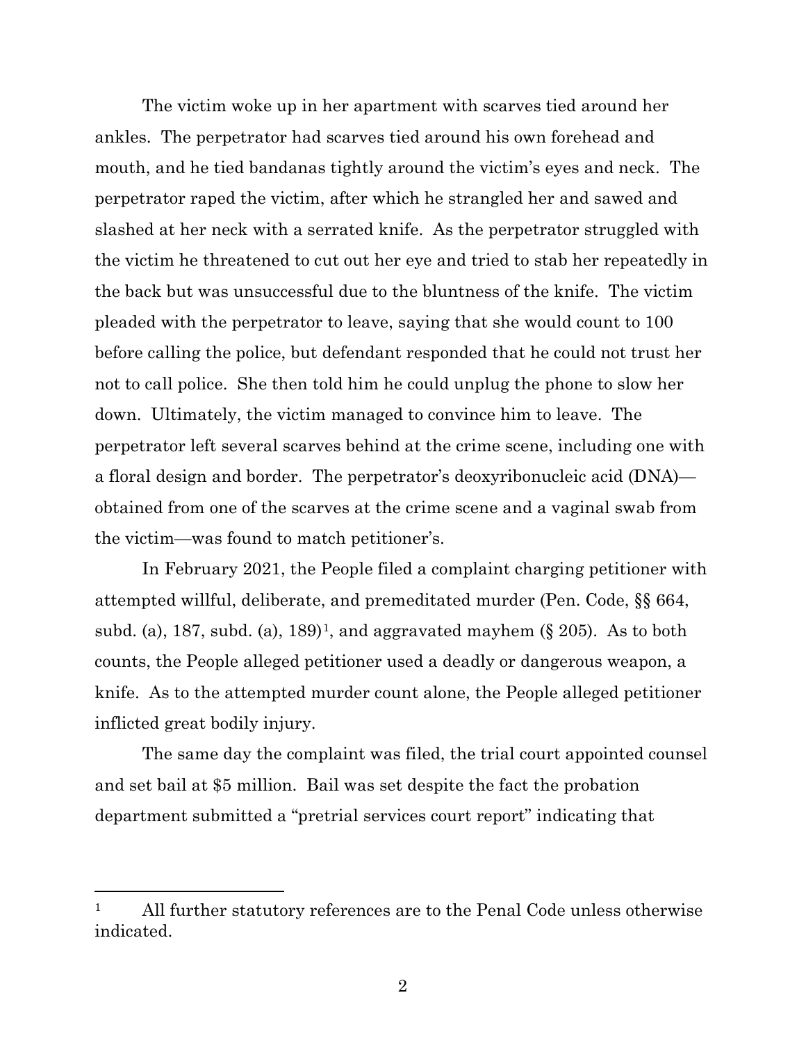The victim woke up in her apartment with scarves tied around her ankles. The perpetrator had scarves tied around his own forehead and mouth, and he tied bandanas tightly around the victim's eyes and neck. The perpetrator raped the victim, after which he strangled her and sawed and slashed at her neck with a serrated knife. As the perpetrator struggled with the victim he threatened to cut out her eye and tried to stab her repeatedly in the back but was unsuccessful due to the bluntness of the knife. The victim pleaded with the perpetrator to leave, saying that she would count to 100 before calling the police, but defendant responded that he could not trust her not to call police. She then told him he could unplug the phone to slow her down. Ultimately, the victim managed to convince him to leave. The perpetrator left several scarves behind at the crime scene, including one with a floral design and border. The perpetrator's deoxyribonucleic acid (DNA)—obtained from one of the scarves at the crime scene and a vaginal swab from the victim—was found to match petitioner's.

In February 2021, the People filed a complaint charging petitioner with attempted willful, deliberate, and premeditated murder (Pen. Code, §§ 664, subd. (a), 187, subd. (a), 189)[1], and aggravated mayhem (§ 205). As to both counts, the People alleged petitioner used a deadly or dangerous weapon, a knife. As to the attempted murder count alone, the People alleged petitioner inflicted great bodily injury.

The same day the complaint was filed, the trial court appointed counsel and set bail at $5 million. Bail was set despite the fact the probation department submitted a "pretrial services court report" indicating that

[1] All further statutory references are to the Penal Code unless otherwise indicated.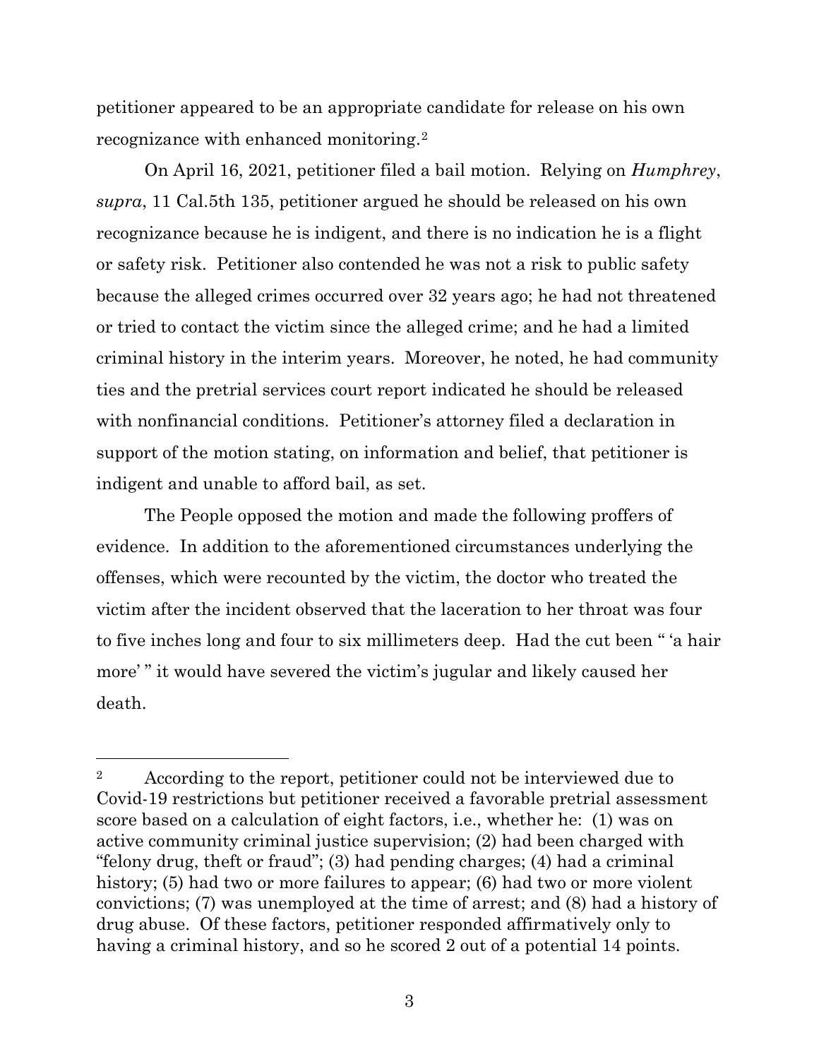petitioner appeared to be an appropriate candidate for release on his own recognizance with enhanced monitoring.[2]

On April 16, 2021, petitioner filed a bail motion. Relying on *Humphrey*, *supra*, 11 Cal.5th 135, petitioner argued he should be released on his own recognizance because he is indigent, and there is no indication he is a flight or safety risk. Petitioner also contended he was not a risk to public safety because the alleged crimes occurred over 32 years ago; he had not threatened or tried to contact the victim since the alleged crime; and he had a limited criminal history in the interim years. Moreover, he noted, he had community ties and the pretrial services court report indicated he should be released with nonfinancial conditions. Petitioner's attorney filed a declaration in support of the motion stating, on information and belief, that petitioner is indigent and unable to afford bail, as set.

The People opposed the motion and made the following proffers of evidence. In addition to the aforementioned circumstances underlying the offenses, which were recounted by the victim, the doctor who treated the victim after the incident observed that the laceration to her throat was four to five inches long and four to six millimeters deep. Had the cut been " 'a hair more' " it would have severed the victim's jugular and likely caused her death.

---

[2] According to the report, petitioner could not be interviewed due to Covid-19 restrictions but petitioner received a favorable pretrial assessment score based on a calculation of eight factors, i.e., whether he: (1) was on active community criminal justice supervision; (2) had been charged with "felony drug, theft or fraud"; (3) had pending charges; (4) had a criminal history; (5) had two or more failures to appear; (6) had two or more violent convictions; (7) was unemployed at the time of arrest; and (8) had a history of drug abuse. Of these factors, petitioner responded affirmatively only to having a criminal history, and so he scored 2 out of a potential 14 points.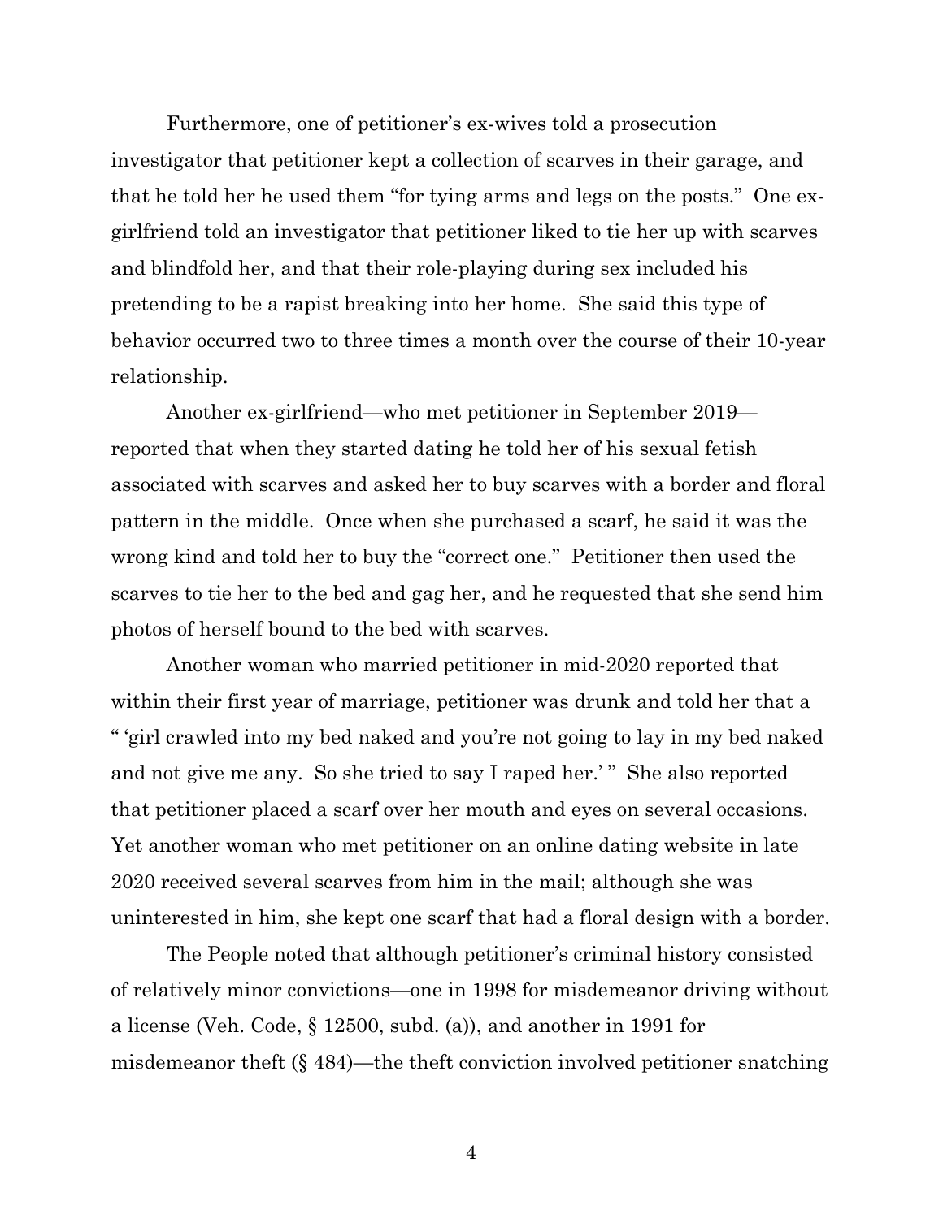Furthermore, one of petitioner's ex-wives told a prosecution investigator that petitioner kept a collection of scarves in their garage, and that he told her he used them "for tying arms and legs on the posts." One ex-girlfriend told an investigator that petitioner liked to tie her up with scarves and blindfold her, and that their role-playing during sex included his pretending to be a rapist breaking into her home. She said this type of behavior occurred two to three times a month over the course of their 10-year relationship.

Another ex-girlfriend—who met petitioner in September 2019—reported that when they started dating he told her of his sexual fetish associated with scarves and asked her to buy scarves with a border and floral pattern in the middle. Once when she purchased a scarf, he said it was the wrong kind and told her to buy the "correct one." Petitioner then used the scarves to tie her to the bed and gag her, and he requested that she send him photos of herself bound to the bed with scarves.

Another woman who married petitioner in mid-2020 reported that within their first year of marriage, petitioner was drunk and told her that a " 'girl crawled into my bed naked and you're not going to lay in my bed naked and not give me any. So she tried to say I raped her.' " She also reported that petitioner placed a scarf over her mouth and eyes on several occasions. Yet another woman who met petitioner on an online dating website in late 2020 received several scarves from him in the mail; although she was uninterested in him, she kept one scarf that had a floral design with a border.

The People noted that although petitioner's criminal history consisted of relatively minor convictions—one in 1998 for misdemeanor driving without a license (Veh. Code, § 12500, subd. (a)), and another in 1991 for misdemeanor theft (§ 484)—the theft conviction involved petitioner snatching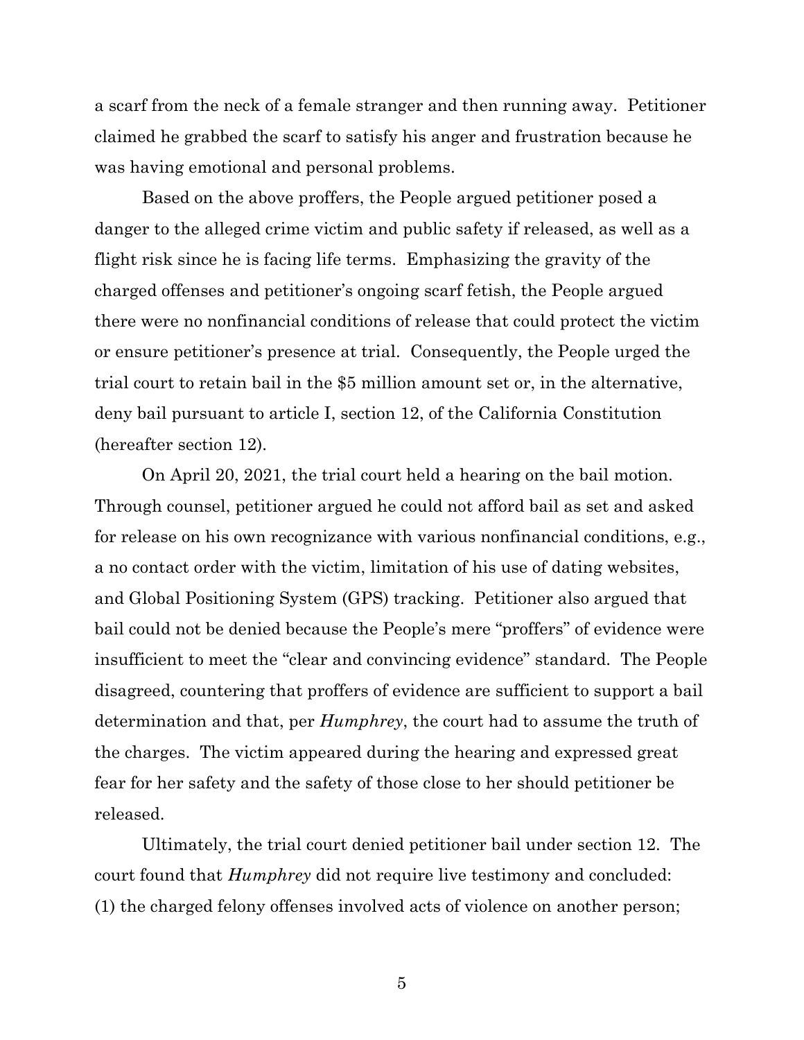a scarf from the neck of a female stranger and then running away. Petitioner claimed he grabbed the scarf to satisfy his anger and frustration because he was having emotional and personal problems.

Based on the above proffers, the People argued petitioner posed a danger to the alleged crime victim and public safety if released, as well as a flight risk since he is facing life terms. Emphasizing the gravity of the charged offenses and petitioner's ongoing scarf fetish, the People argued there were no nonfinancial conditions of release that could protect the victim or ensure petitioner's presence at trial. Consequently, the People urged the trial court to retain bail in the $5 million amount set or, in the alternative, deny bail pursuant to article I, section 12, of the California Constitution (hereafter section 12).

On April 20, 2021, the trial court held a hearing on the bail motion. Through counsel, petitioner argued he could not afford bail as set and asked for release on his own recognizance with various nonfinancial conditions, e.g., a no contact order with the victim, limitation of his use of dating websites, and Global Positioning System (GPS) tracking. Petitioner also argued that bail could not be denied because the People's mere "proffers" of evidence were insufficient to meet the "clear and convincing evidence" standard. The People disagreed, countering that proffers of evidence are sufficient to support a bail determination and that, per *Humphrey*, the court had to assume the truth of the charges. The victim appeared during the hearing and expressed great fear for her safety and the safety of those close to her should petitioner be released.

Ultimately, the trial court denied petitioner bail under section 12. The court found that *Humphrey* did not require live testimony and concluded: (1) the charged felony offenses involved acts of violence on another person;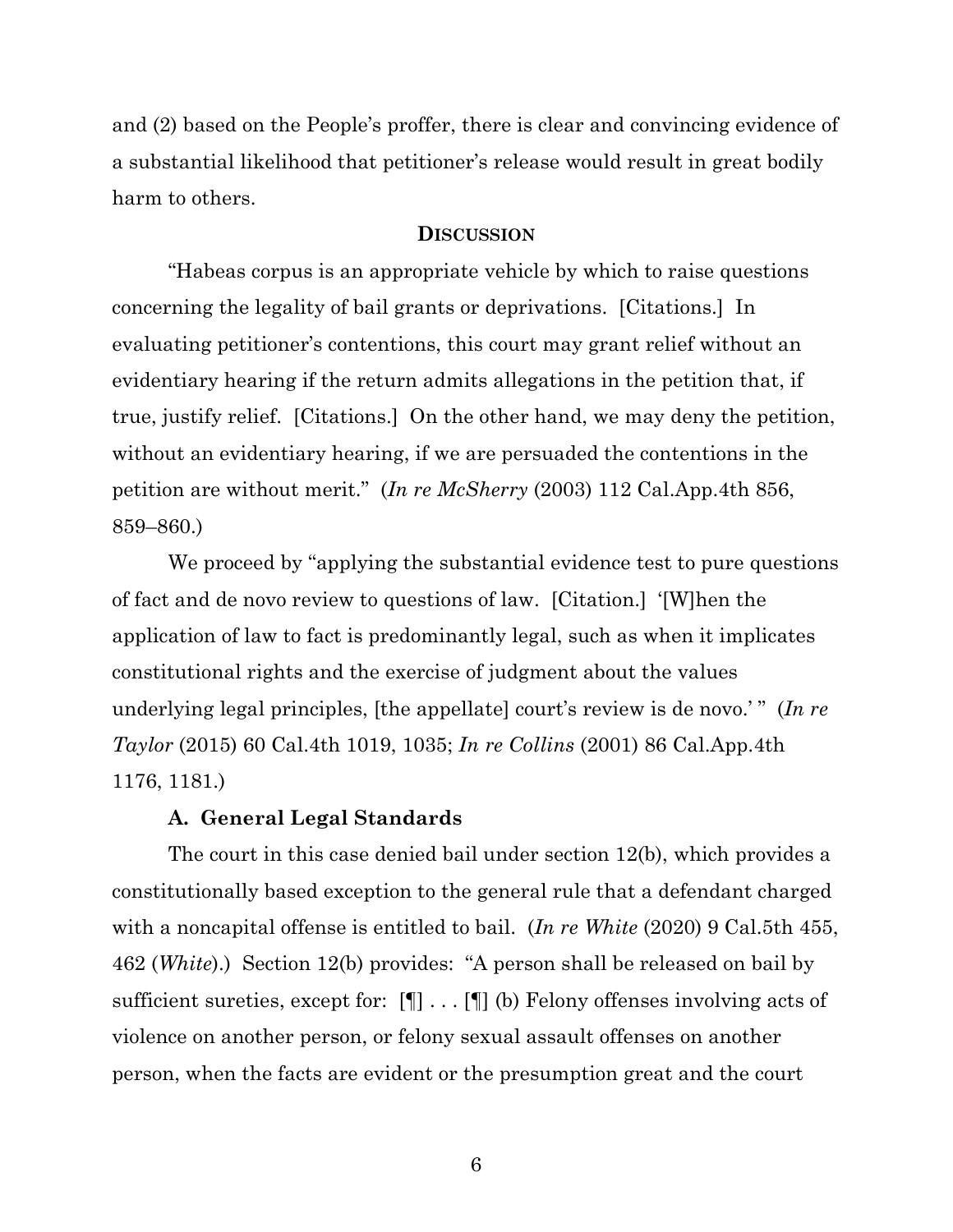and (2) based on the People's proffer, there is clear and convincing evidence of a substantial likelihood that petitioner's release would result in great bodily harm to others.

## DISCUSSION

"Habeas corpus is an appropriate vehicle by which to raise questions concerning the legality of bail grants or deprivations. [Citations.] In evaluating petitioner's contentions, this court may grant relief without an evidentiary hearing if the return admits allegations in the petition that, if true, justify relief. [Citations.] On the other hand, we may deny the petition, without an evidentiary hearing, if we are persuaded the contentions in the petition are without merit." (*In re McSherry* (2003) 112 Cal.App.4th 856, 859–860.)

We proceed by "applying the substantial evidence test to pure questions of fact and de novo review to questions of law. [Citation.] '[W]hen the application of law to fact is predominantly legal, such as when it implicates constitutional rights and the exercise of judgment about the values underlying legal principles, [the appellate] court's review is de novo.' " (*In re Taylor* (2015) 60 Cal.4th 1019, 1035; *In re Collins* (2001) 86 Cal.App.4th 1176, 1181.)

### A. General Legal Standards

The court in this case denied bail under section 12(b), which provides a constitutionally based exception to the general rule that a defendant charged with a noncapital offense is entitled to bail. (*In re White* (2020) 9 Cal.5th 455, 462 (*White*).) Section 12(b) provides: "A person shall be released on bail by sufficient sureties, except for: [¶] . . . [¶] (b) Felony offenses involving acts of violence on another person, or felony sexual assault offenses on another person, when the facts are evident or the presumption great and the court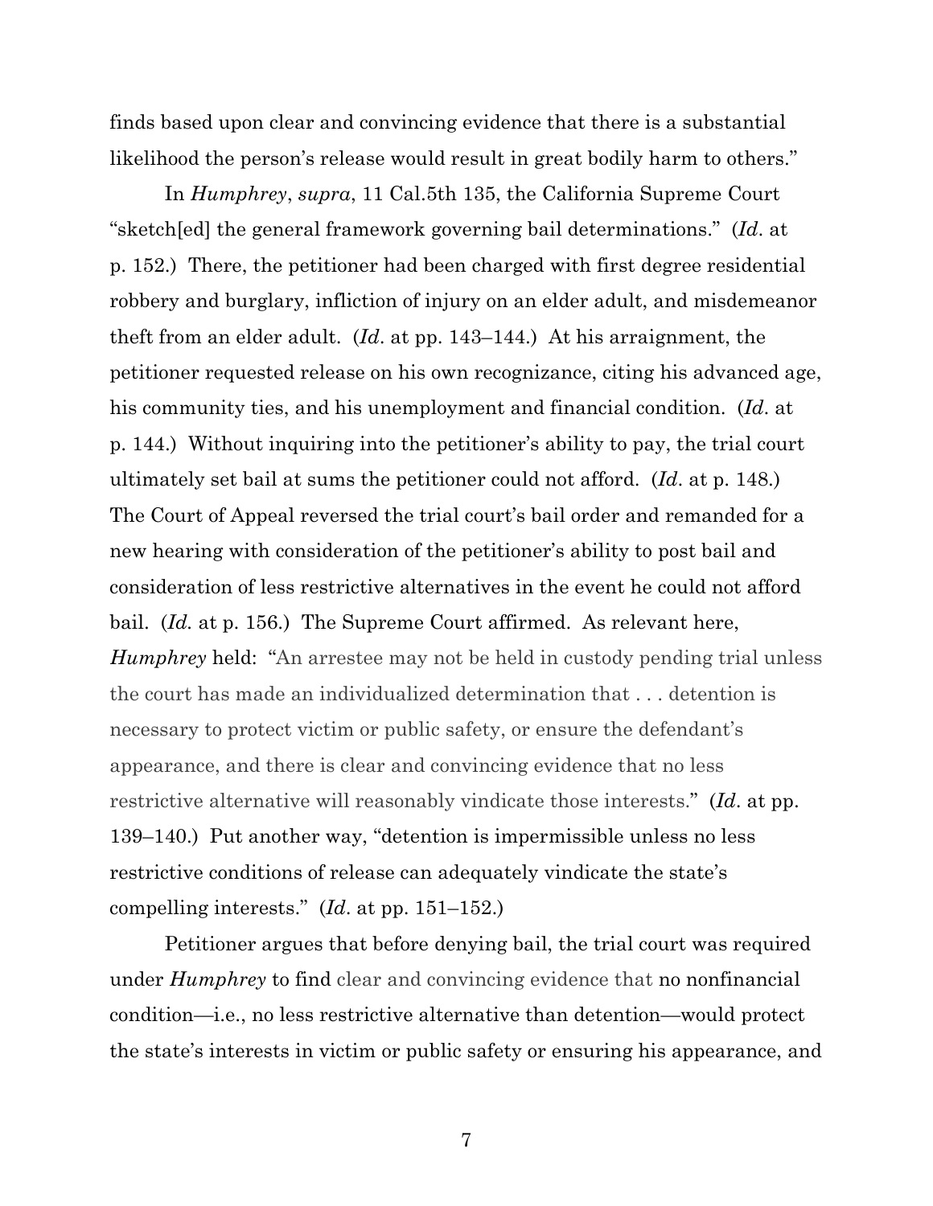finds based upon clear and convincing evidence that there is a substantial likelihood the person's release would result in great bodily harm to others."

In *Humphrey*, *supra*, 11 Cal.5th 135, the California Supreme Court "sketch[ed] the general framework governing bail determinations." (*Id*. at p. 152.) There, the petitioner had been charged with first degree residential robbery and burglary, infliction of injury on an elder adult, and misdemeanor theft from an elder adult. (*Id*. at pp. 143–144.) At his arraignment, the petitioner requested release on his own recognizance, citing his advanced age, his community ties, and his unemployment and financial condition. (*Id*. at p. 144.) Without inquiring into the petitioner's ability to pay, the trial court ultimately set bail at sums the petitioner could not afford. (*Id*. at p. 148.) The Court of Appeal reversed the trial court's bail order and remanded for a new hearing with consideration of the petitioner's ability to post bail and consideration of less restrictive alternatives in the event he could not afford bail. (*Id.* at p. 156.) The Supreme Court affirmed. As relevant here, *Humphrey* held: "An arrestee may not be held in custody pending trial unless the court has made an individualized determination that . . . detention is necessary to protect victim or public safety, or ensure the defendant's appearance, and there is clear and convincing evidence that no less restrictive alternative will reasonably vindicate those interests." (*Id*. at pp. 139–140.) Put another way, "detention is impermissible unless no less restrictive conditions of release can adequately vindicate the state's compelling interests." (*Id*. at pp. 151–152.)

Petitioner argues that before denying bail, the trial court was required under *Humphrey* to find clear and convincing evidence that no nonfinancial condition—i.e., no less restrictive alternative than detention—would protect the state's interests in victim or public safety or ensuring his appearance, and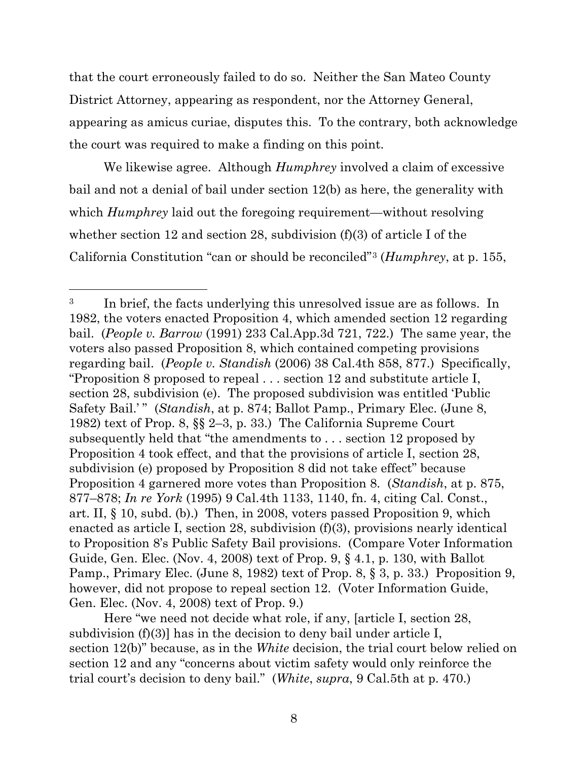that the court erroneously failed to do so. Neither the San Mateo County District Attorney, appearing as respondent, nor the Attorney General, appearing as amicus curiae, disputes this. To the contrary, both acknowledge the court was required to make a finding on this point.

We likewise agree. Although *Humphrey* involved a claim of excessive bail and not a denial of bail under section 12(b) as here, the generality with which *Humphrey* laid out the foregoing requirement—without resolving whether section 12 and section 28, subdivision (f)(3) of article I of the California Constitution "can or should be reconciled"[3] (*Humphrey*, at p. 155,

---

[3] In brief, the facts underlying this unresolved issue are as follows. In 1982, the voters enacted Proposition 4, which amended section 12 regarding bail. (*People v. Barrow* (1991) 233 Cal.App.3d 721, 722.) The same year, the voters also passed Proposition 8, which contained competing provisions regarding bail. (*People v. Standish* (2006) 38 Cal.4th 858, 877.) Specifically, "Proposition 8 proposed to repeal . . . section 12 and substitute article I, section 28, subdivision (e). The proposed subdivision was entitled 'Public Safety Bail.' " (*Standish*, at p. 874; Ballot Pamp., Primary Elec. (June 8, 1982) text of Prop. 8, §§ 2–3, p. 33.) The California Supreme Court subsequently held that "the amendments to . . . section 12 proposed by Proposition 4 took effect, and that the provisions of article I, section 28, subdivision (e) proposed by Proposition 8 did not take effect" because Proposition 4 garnered more votes than Proposition 8. (*Standish*, at p. 875, 877–878; *In re York* (1995) 9 Cal.4th 1133, 1140, fn. 4, citing Cal. Const., art. II, § 10, subd. (b).) Then, in 2008, voters passed Proposition 9, which enacted as article I, section 28, subdivision (f)(3), provisions nearly identical to Proposition 8's Public Safety Bail provisions. (Compare Voter Information Guide, Gen. Elec. (Nov. 4, 2008) text of Prop. 9, § 4.1, p. 130, with Ballot Pamp., Primary Elec. (June 8, 1982) text of Prop. 8, § 3, p. 33.) Proposition 9, however, did not propose to repeal section 12. (Voter Information Guide, Gen. Elec. (Nov. 4, 2008) text of Prop. 9.)

Here "we need not decide what role, if any, [article I, section 28, subdivision (f)(3)] has in the decision to deny bail under article I, section 12(b)" because, as in the *White* decision, the trial court below relied on section 12 and any "concerns about victim safety would only reinforce the trial court's decision to deny bail." (*White*, *supra*, 9 Cal.5th at p. 470.)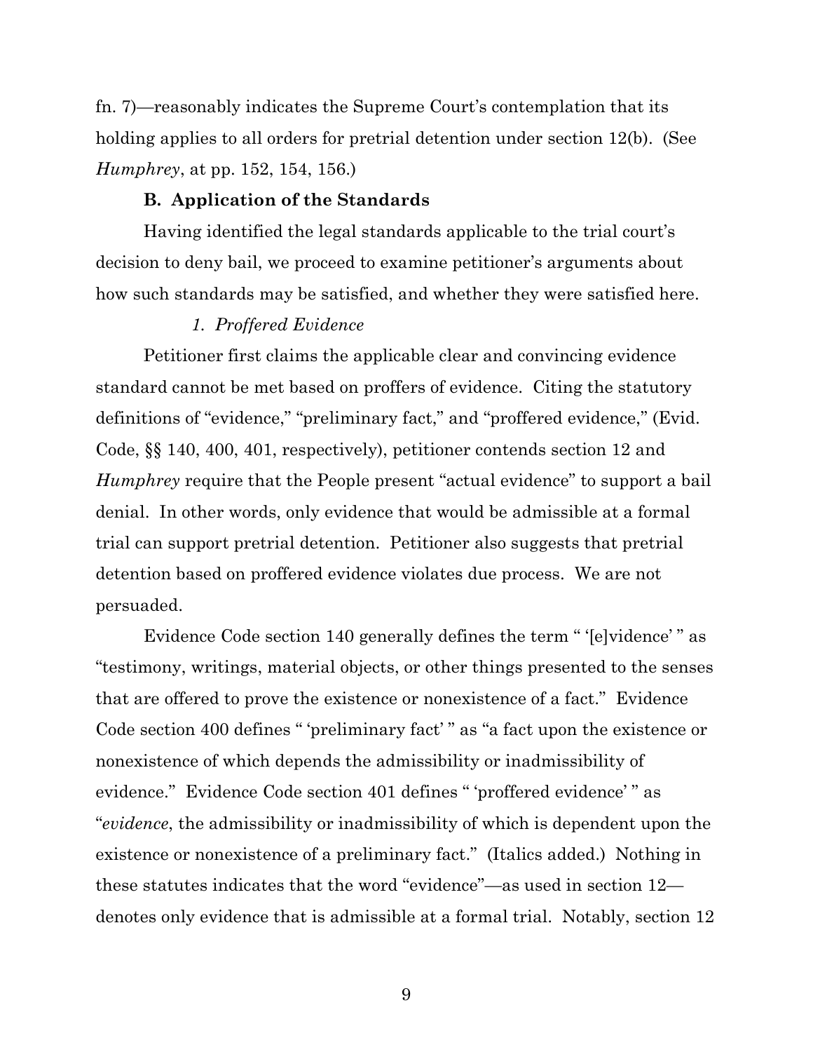fn. 7)—reasonably indicates the Supreme Court's contemplation that its holding applies to all orders for pretrial detention under section 12(b). (See *Humphrey*, at pp. 152, 154, 156.)

**B. Application of the Standards**

Having identified the legal standards applicable to the trial court's decision to deny bail, we proceed to examine petitioner's arguments about how such standards may be satisfied, and whether they were satisfied here.

*1. Proffered Evidence*

Petitioner first claims the applicable clear and convincing evidence standard cannot be met based on proffers of evidence. Citing the statutory definitions of "evidence," "preliminary fact," and "proffered evidence," (Evid. Code, §§ 140, 400, 401, respectively), petitioner contends section 12 and *Humphrey* require that the People present "actual evidence" to support a bail denial. In other words, only evidence that would be admissible at a formal trial can support pretrial detention. Petitioner also suggests that pretrial detention based on proffered evidence violates due process. We are not persuaded.

Evidence Code section 140 generally defines the term " '[e]vidence' " as "testimony, writings, material objects, or other things presented to the senses that are offered to prove the existence or nonexistence of a fact." Evidence Code section 400 defines " 'preliminary fact' " as "a fact upon the existence or nonexistence of which depends the admissibility or inadmissibility of evidence." Evidence Code section 401 defines " 'proffered evidence' " as "*evidence*, the admissibility or inadmissibility of which is dependent upon the existence or nonexistence of a preliminary fact." (Italics added.) Nothing in these statutes indicates that the word "evidence"—as used in section 12—denotes only evidence that is admissible at a formal trial. Notably, section 12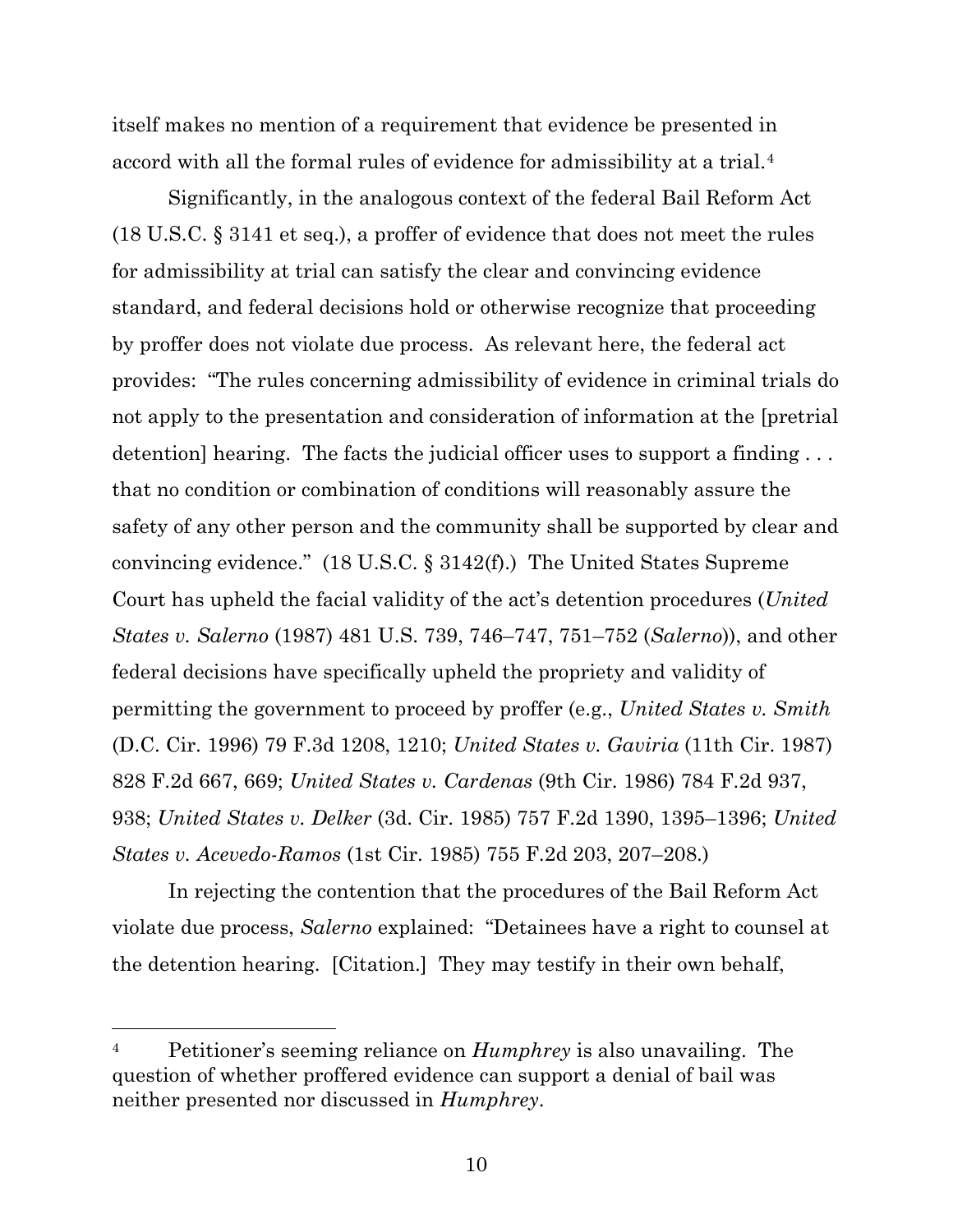itself makes no mention of a requirement that evidence be presented in accord with all the formal rules of evidence for admissibility at a trial.[4]

Significantly, in the analogous context of the federal Bail Reform Act (18 U.S.C. § 3141 et seq.), a proffer of evidence that does not meet the rules for admissibility at trial can satisfy the clear and convincing evidence standard, and federal decisions hold or otherwise recognize that proceeding by proffer does not violate due process. As relevant here, the federal act provides: "The rules concerning admissibility of evidence in criminal trials do not apply to the presentation and consideration of information at the [pretrial detention] hearing. The facts the judicial officer uses to support a finding . . . that no condition or combination of conditions will reasonably assure the safety of any other person and the community shall be supported by clear and convincing evidence." (18 U.S.C. § 3142(f).) The United States Supreme Court has upheld the facial validity of the act's detention procedures (*United States v. Salerno* (1987) 481 U.S. 739, 746–747, 751–752 (*Salerno*)), and other federal decisions have specifically upheld the propriety and validity of permitting the government to proceed by proffer (e.g., *United States v. Smith* (D.C. Cir. 1996) 79 F.3d 1208, 1210; *United States v. Gaviria* (11th Cir. 1987) 828 F.2d 667, 669; *United States v. Cardenas* (9th Cir. 1986) 784 F.2d 937, 938; *United States v. Delker* (3d. Cir. 1985) 757 F.2d 1390, 1395–1396; *United States v. Acevedo-Ramos* (1st Cir. 1985) 755 F.2d 203, 207–208.)

In rejecting the contention that the procedures of the Bail Reform Act violate due process, *Salerno* explained: "Detainees have a right to counsel at the detention hearing. [Citation.] They may testify in their own behalf,

---

[4] Petitioner's seeming reliance on *Humphrey* is also unavailing. The question of whether proffered evidence can support a denial of bail was neither presented nor discussed in *Humphrey*.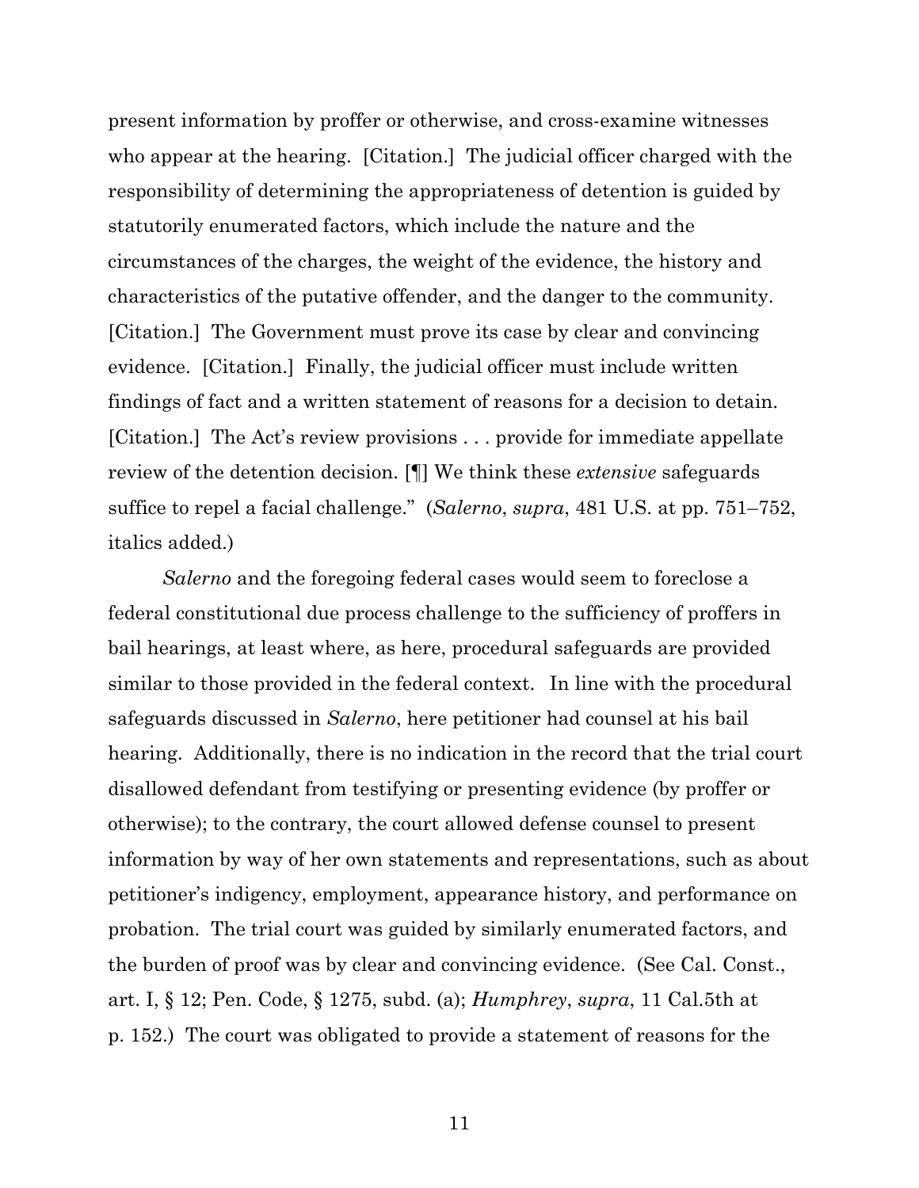present information by proffer or otherwise, and cross-examine witnesses who appear at the hearing. [Citation.] The judicial officer charged with the responsibility of determining the appropriateness of detention is guided by statutorily enumerated factors, which include the nature and the circumstances of the charges, the weight of the evidence, the history and characteristics of the putative offender, and the danger to the community. [Citation.] The Government must prove its case by clear and convincing evidence. [Citation.] Finally, the judicial officer must include written findings of fact and a written statement of reasons for a decision to detain. [Citation.] The Act's review provisions . . . provide for immediate appellate review of the detention decision. [¶] We think these *extensive* safeguards suffice to repel a facial challenge." (*Salerno*, *supra*, 481 U.S. at pp. 751–752, italics added.)

*Salerno* and the foregoing federal cases would seem to foreclose a federal constitutional due process challenge to the sufficiency of proffers in bail hearings, at least where, as here, procedural safeguards are provided similar to those provided in the federal context. In line with the procedural safeguards discussed in *Salerno*, here petitioner had counsel at his bail hearing. Additionally, there is no indication in the record that the trial court disallowed defendant from testifying or presenting evidence (by proffer or otherwise); to the contrary, the court allowed defense counsel to present information by way of her own statements and representations, such as about petitioner's indigency, employment, appearance history, and performance on probation. The trial court was guided by similarly enumerated factors, and the burden of proof was by clear and convincing evidence. (See Cal. Const., art. I, § 12; Pen. Code, § 1275, subd. (a); *Humphrey*, *supra*, 11 Cal.5th at p. 152.) The court was obligated to provide a statement of reasons for the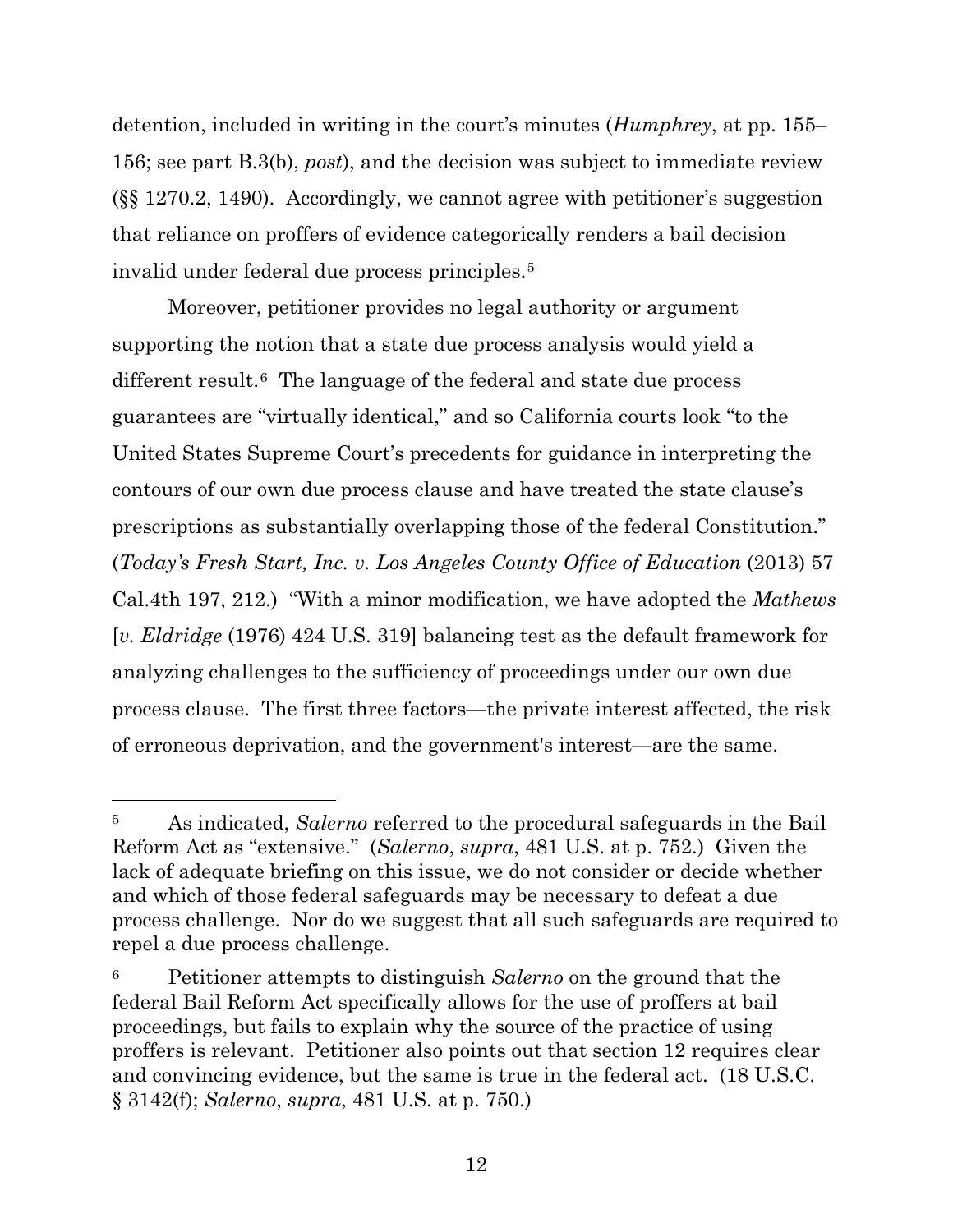detention, included in writing in the court's minutes (*Humphrey*, at pp. 155–156; see part B.3(b), *post*), and the decision was subject to immediate review (§§ 1270.2, 1490). Accordingly, we cannot agree with petitioner's suggestion that reliance on proffers of evidence categorically renders a bail decision invalid under federal due process principles.[5]

Moreover, petitioner provides no legal authority or argument supporting the notion that a state due process analysis would yield a different result.[6] The language of the federal and state due process guarantees are "virtually identical," and so California courts look "to the United States Supreme Court's precedents for guidance in interpreting the contours of our own due process clause and have treated the state clause's prescriptions as substantially overlapping those of the federal Constitution." (*Today's Fresh Start, Inc. v. Los Angeles County Office of Education* (2013) 57 Cal.4th 197, 212.) "With a minor modification, we have adopted the *Mathews* [*v. Eldridge* (1976) 424 U.S. 319] balancing test as the default framework for analyzing challenges to the sufficiency of proceedings under our own due process clause. The first three factors—the private interest affected, the risk of erroneous deprivation, and the government's interest—are the same.

---

[5] As indicated, *Salerno* referred to the procedural safeguards in the Bail Reform Act as "extensive." (*Salerno*, *supra*, 481 U.S. at p. 752.) Given the lack of adequate briefing on this issue, we do not consider or decide whether and which of those federal safeguards may be necessary to defeat a due process challenge. Nor do we suggest that all such safeguards are required to repel a due process challenge.

[6] Petitioner attempts to distinguish *Salerno* on the ground that the federal Bail Reform Act specifically allows for the use of proffers at bail proceedings, but fails to explain why the source of the practice of using proffers is relevant. Petitioner also points out that section 12 requires clear and convincing evidence, but the same is true in the federal act. (18 U.S.C. § 3142(f); *Salerno*, *supra*, 481 U.S. at p. 750.)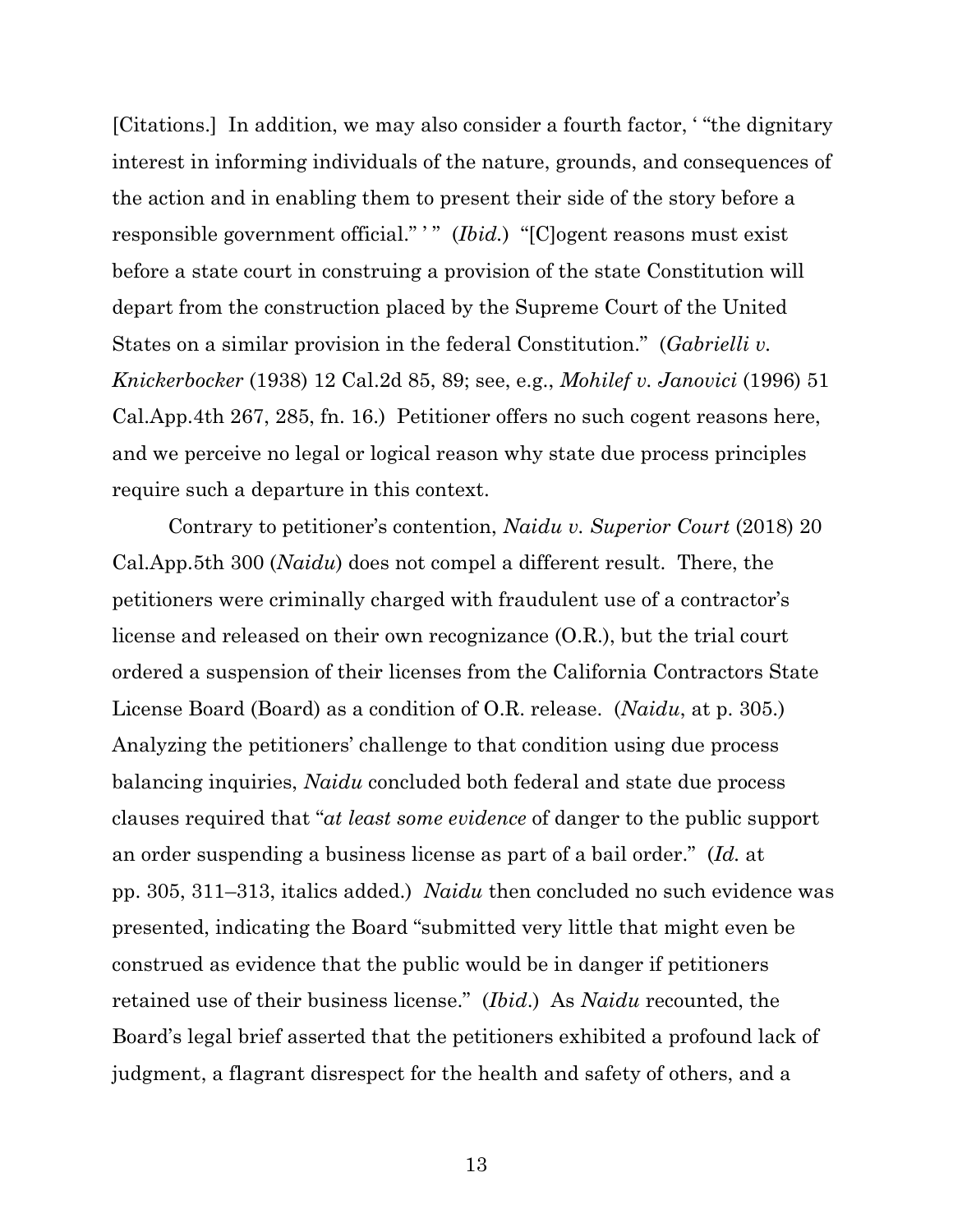[Citations.] In addition, we may also consider a fourth factor, ' "the dignitary interest in informing individuals of the nature, grounds, and consequences of the action and in enabling them to present their side of the story before a responsible government official." ' " (*Ibid.*) "[C]ogent reasons must exist before a state court in construing a provision of the state Constitution will depart from the construction placed by the Supreme Court of the United States on a similar provision in the federal Constitution." (*Gabrielli v. Knickerbocker* (1938) 12 Cal.2d 85, 89; see, e.g., *Mohilef v. Janovici* (1996) 51 Cal.App.4th 267, 285, fn. 16.) Petitioner offers no such cogent reasons here, and we perceive no legal or logical reason why state due process principles require such a departure in this context.

Contrary to petitioner's contention, *Naidu v. Superior Court* (2018) 20 Cal.App.5th 300 (*Naidu*) does not compel a different result. There, the petitioners were criminally charged with fraudulent use of a contractor's license and released on their own recognizance (O.R.), but the trial court ordered a suspension of their licenses from the California Contractors State License Board (Board) as a condition of O.R. release. (*Naidu*, at p. 305.) Analyzing the petitioners' challenge to that condition using due process balancing inquiries, *Naidu* concluded both federal and state due process clauses required that "*at least some evidence* of danger to the public support an order suspending a business license as part of a bail order." (*Id.* at pp. 305, 311–313, italics added.) *Naidu* then concluded no such evidence was presented, indicating the Board "submitted very little that might even be construed as evidence that the public would be in danger if petitioners retained use of their business license." (*Ibid.*) As *Naidu* recounted, the Board's legal brief asserted that the petitioners exhibited a profound lack of judgment, a flagrant disrespect for the health and safety of others, and a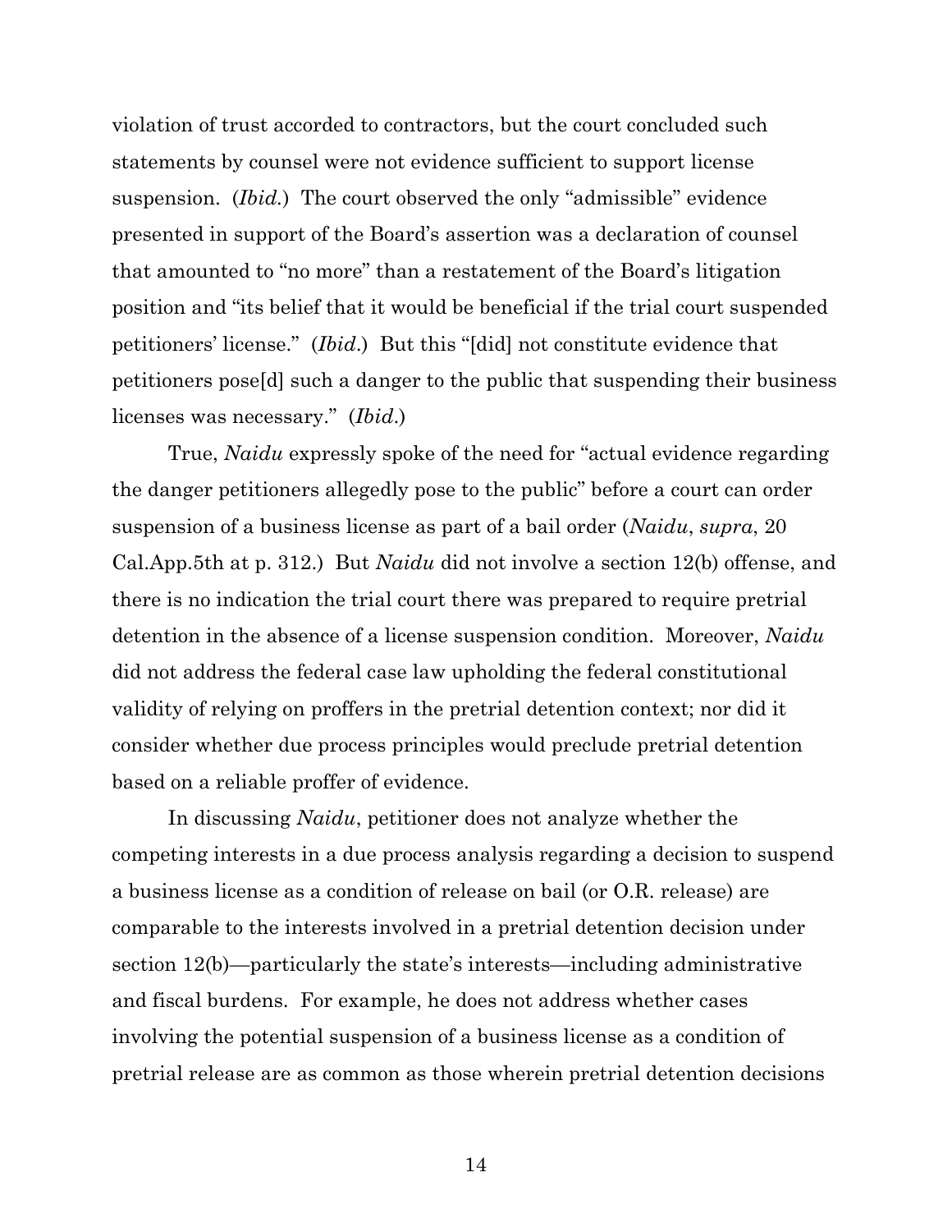violation of trust accorded to contractors, but the court concluded such statements by counsel were not evidence sufficient to support license suspension. (*Ibid.*) The court observed the only "admissible" evidence presented in support of the Board's assertion was a declaration of counsel that amounted to "no more" than a restatement of the Board's litigation position and "its belief that it would be beneficial if the trial court suspended petitioners' license." (*Ibid.*) But this "[did] not constitute evidence that petitioners pose[d] such a danger to the public that suspending their business licenses was necessary." (*Ibid.*)

True, *Naidu* expressly spoke of the need for "actual evidence regarding the danger petitioners allegedly pose to the public" before a court can order suspension of a business license as part of a bail order (*Naidu*, *supra*, 20 Cal.App.5th at p. 312.) But *Naidu* did not involve a section 12(b) offense, and there is no indication the trial court there was prepared to require pretrial detention in the absence of a license suspension condition. Moreover, *Naidu* did not address the federal case law upholding the federal constitutional validity of relying on proffers in the pretrial detention context; nor did it consider whether due process principles would preclude pretrial detention based on a reliable proffer of evidence.

In discussing *Naidu*, petitioner does not analyze whether the competing interests in a due process analysis regarding a decision to suspend a business license as a condition of release on bail (or O.R. release) are comparable to the interests involved in a pretrial detention decision under section 12(b)—particularly the state's interests—including administrative and fiscal burdens. For example, he does not address whether cases involving the potential suspension of a business license as a condition of pretrial release are as common as those wherein pretrial detention decisions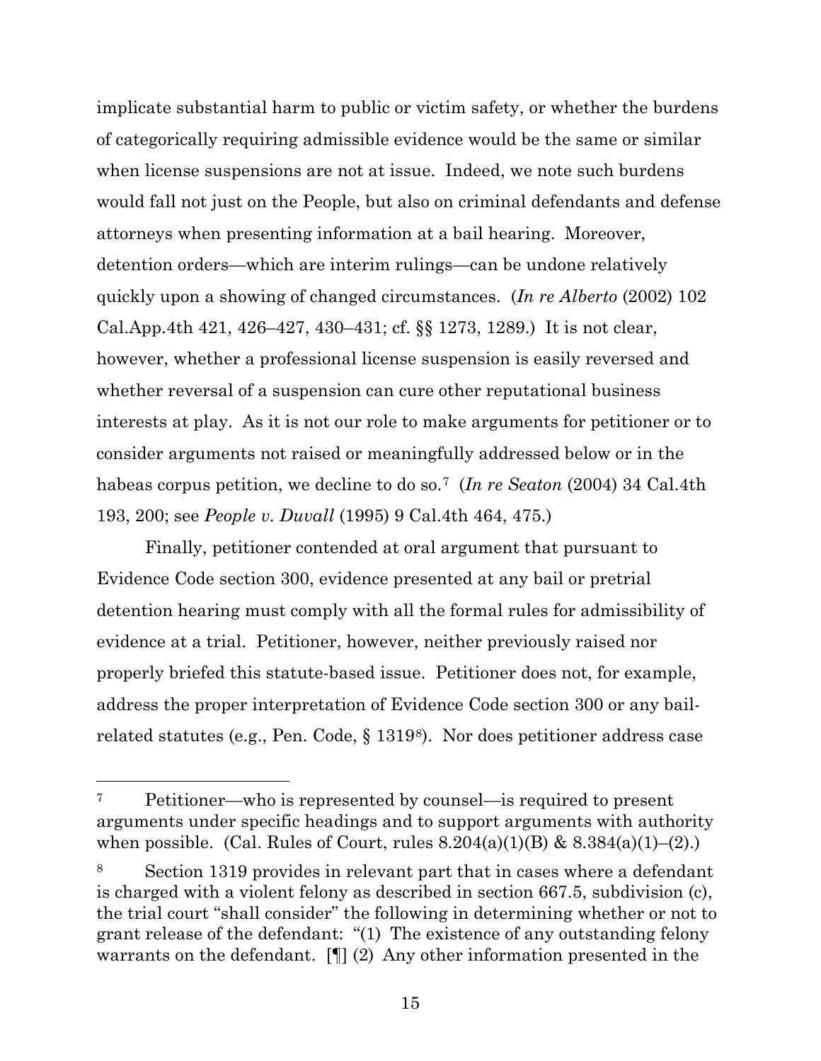implicate substantial harm to public or victim safety, or whether the burdens of categorically requiring admissible evidence would be the same or similar when license suspensions are not at issue. Indeed, we note such burdens would fall not just on the People, but also on criminal defendants and defense attorneys when presenting information at a bail hearing. Moreover, detention orders—which are interim rulings—can be undone relatively quickly upon a showing of changed circumstances. (*In re Alberto* (2002) 102 Cal.App.4th 421, 426–427, 430–431; cf. §§ 1273, 1289.) It is not clear, however, whether a professional license suspension is easily reversed and whether reversal of a suspension can cure other reputational business interests at play. As it is not our role to make arguments for petitioner or to consider arguments not raised or meaningfully addressed below or in the habeas corpus petition, we decline to do so.[7] (*In re Seaton* (2004) 34 Cal.4th 193, 200; see *People v. Duvall* (1995) 9 Cal.4th 464, 475.)

Finally, petitioner contended at oral argument that pursuant to Evidence Code section 300, evidence presented at any bail or pretrial detention hearing must comply with all the formal rules for admissibility of evidence at a trial. Petitioner, however, neither previously raised nor properly briefed this statute-based issue. Petitioner does not, for example, address the proper interpretation of Evidence Code section 300 or any bail-related statutes (e.g., Pen. Code, § 1319[8]). Nor does petitioner address case

---

[7] Petitioner—who is represented by counsel—is required to present arguments under specific headings and to support arguments with authority when possible. (Cal. Rules of Court, rules 8.204(a)(1)(B) & 8.384(a)(1)–(2).)

[8] Section 1319 provides in relevant part that in cases where a defendant is charged with a violent felony as described in section 667.5, subdivision (c), the trial court "shall consider" the following in determining whether or not to grant release of the defendant: "(1) The existence of any outstanding felony warrants on the defendant. [¶] (2) Any other information presented in the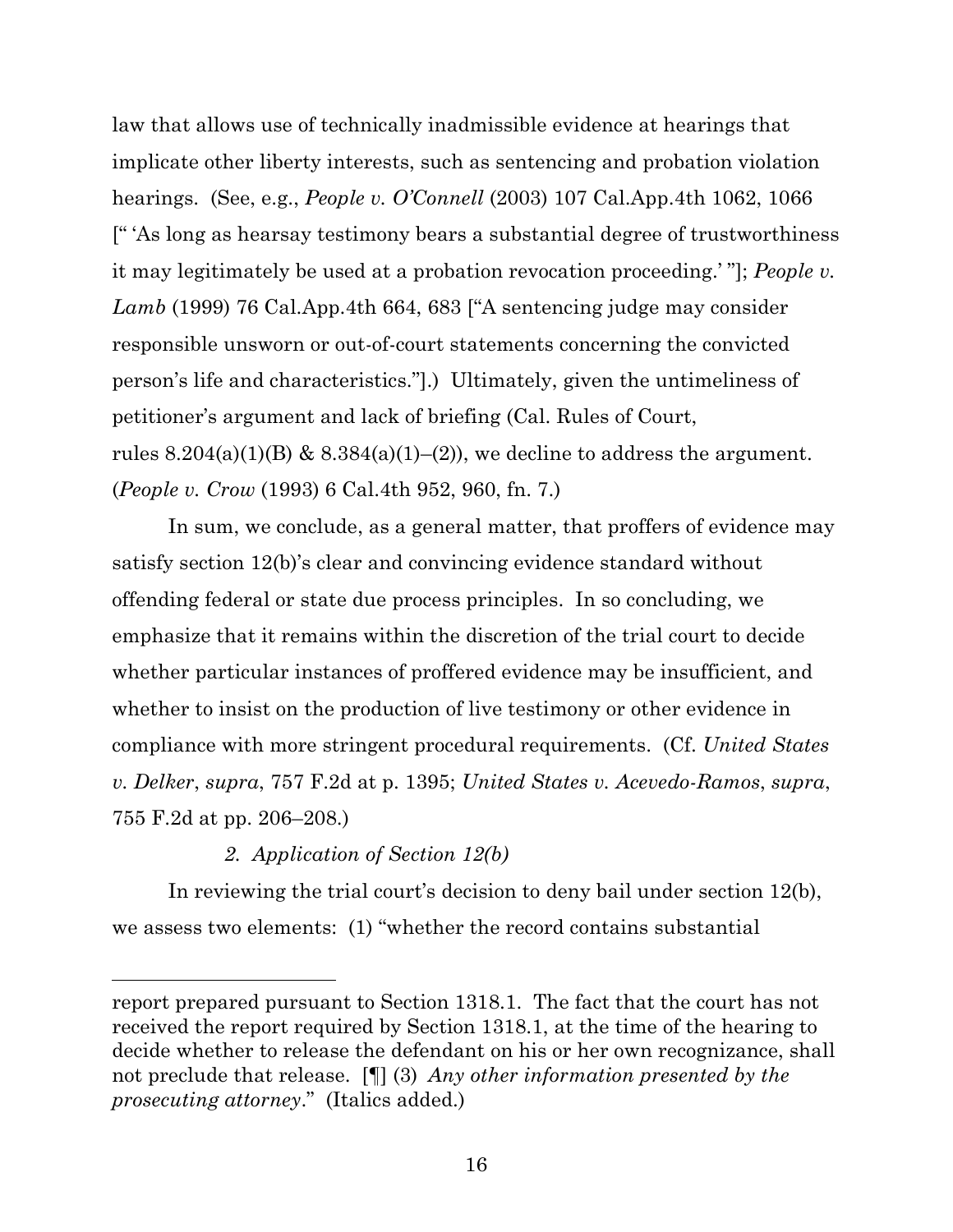law that allows use of technically inadmissible evidence at hearings that implicate other liberty interests, such as sentencing and probation violation hearings. (See, e.g., *People v. O'Connell* (2003) 107 Cal.App.4th 1062, 1066 [" 'As long as hearsay testimony bears a substantial degree of trustworthiness it may legitimately be used at a probation revocation proceeding.' "]; *People v. Lamb* (1999) 76 Cal.App.4th 664, 683 ["A sentencing judge may consider responsible unsworn or out-of-court statements concerning the convicted person's life and characteristics."].) Ultimately, given the untimeliness of petitioner's argument and lack of briefing (Cal. Rules of Court, rules 8.204(a)(1)(B) & 8.384(a)(1)–(2)), we decline to address the argument. (*People v. Crow* (1993) 6 Cal.4th 952, 960, fn. 7.)

In sum, we conclude, as a general matter, that proffers of evidence may satisfy section 12(b)'s clear and convincing evidence standard without offending federal or state due process principles. In so concluding, we emphasize that it remains within the discretion of the trial court to decide whether particular instances of proffered evidence may be insufficient, and whether to insist on the production of live testimony or other evidence in compliance with more stringent procedural requirements. (Cf. *United States v. Delker*, *supra*, 757 F.2d at p. 1395; *United States v. Acevedo-Ramos*, *supra*, 755 F.2d at pp. 206–208.)

*2. Application of Section 12(b)*

In reviewing the trial court's decision to deny bail under section 12(b), we assess two elements: (1) "whether the record contains substantial

---

report prepared pursuant to Section 1318.1. The fact that the court has not received the report required by Section 1318.1, at the time of the hearing to decide whether to release the defendant on his or her own recognizance, shall not preclude that release. [¶] (3) *Any other information presented by the prosecuting attorney*." (Italics added.)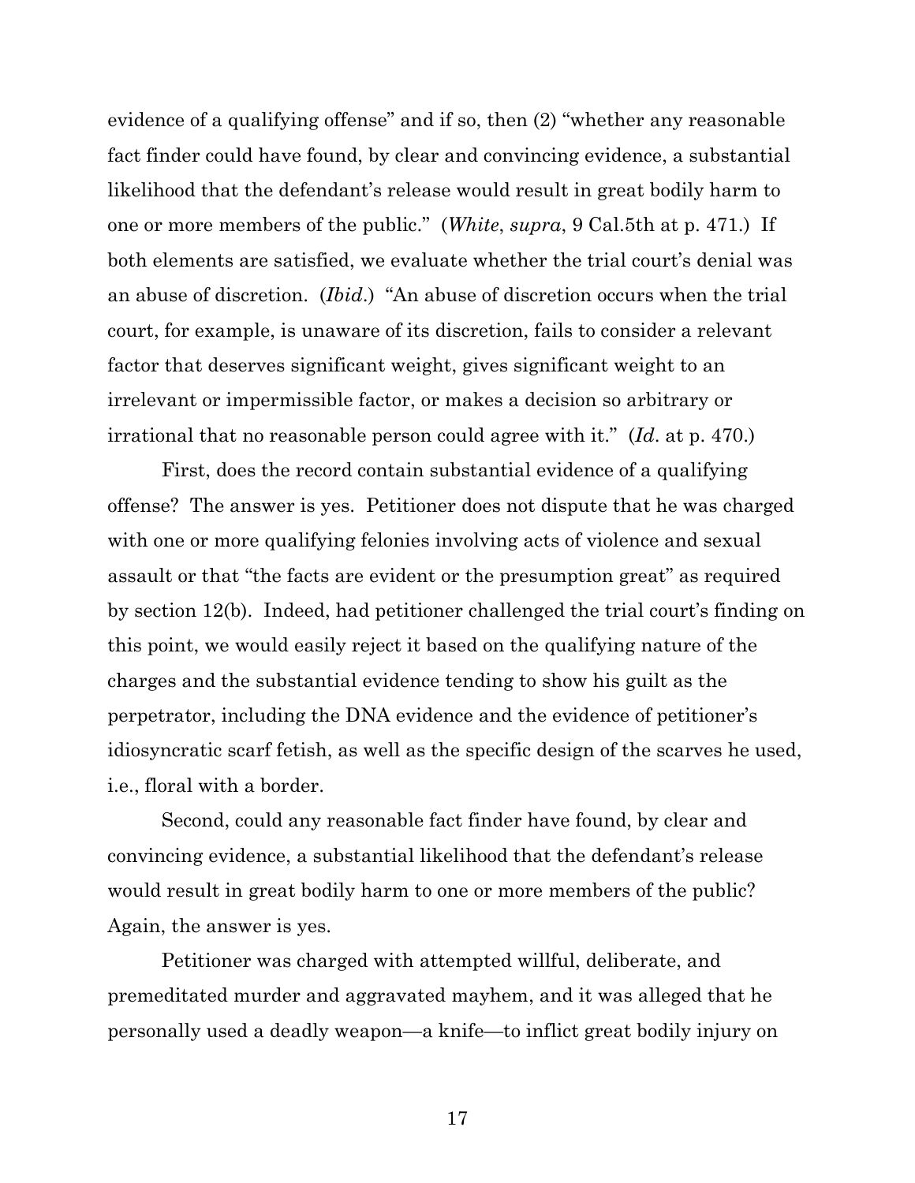evidence of a qualifying offense" and if so, then (2) "whether any reasonable fact finder could have found, by clear and convincing evidence, a substantial likelihood that the defendant's release would result in great bodily harm to one or more members of the public." (*White*, *supra*, 9 Cal.5th at p. 471.) If both elements are satisfied, we evaluate whether the trial court's denial was an abuse of discretion. (*Ibid*.) "An abuse of discretion occurs when the trial court, for example, is unaware of its discretion, fails to consider a relevant factor that deserves significant weight, gives significant weight to an irrelevant or impermissible factor, or makes a decision so arbitrary or irrational that no reasonable person could agree with it." (*Id*. at p. 470.)

First, does the record contain substantial evidence of a qualifying offense? The answer is yes. Petitioner does not dispute that he was charged with one or more qualifying felonies involving acts of violence and sexual assault or that "the facts are evident or the presumption great" as required by section 12(b). Indeed, had petitioner challenged the trial court's finding on this point, we would easily reject it based on the qualifying nature of the charges and the substantial evidence tending to show his guilt as the perpetrator, including the DNA evidence and the evidence of petitioner's idiosyncratic scarf fetish, as well as the specific design of the scarves he used, i.e., floral with a border.

Second, could any reasonable fact finder have found, by clear and convincing evidence, a substantial likelihood that the defendant's release would result in great bodily harm to one or more members of the public? Again, the answer is yes.

Petitioner was charged with attempted willful, deliberate, and premeditated murder and aggravated mayhem, and it was alleged that he personally used a deadly weapon—a knife—to inflict great bodily injury on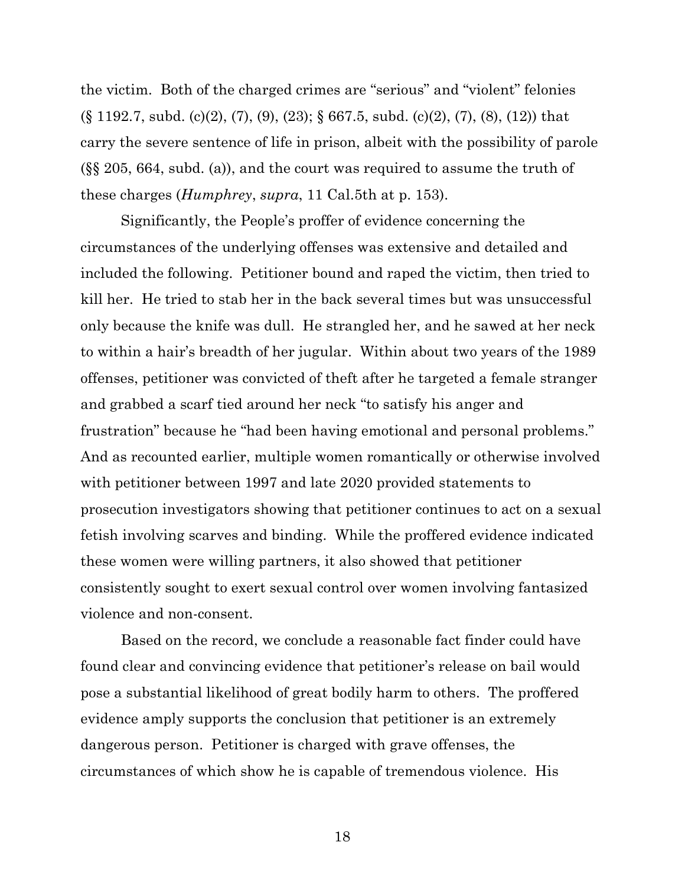the victim. Both of the charged crimes are "serious" and "violent" felonies (§ 1192.7, subd. (c)(2), (7), (9), (23); § 667.5, subd. (c)(2), (7), (8), (12)) that carry the severe sentence of life in prison, albeit with the possibility of parole (§§ 205, 664, subd. (a)), and the court was required to assume the truth of these charges (*Humphrey*, *supra*, 11 Cal.5th at p. 153).

Significantly, the People's proffer of evidence concerning the circumstances of the underlying offenses was extensive and detailed and included the following. Petitioner bound and raped the victim, then tried to kill her. He tried to stab her in the back several times but was unsuccessful only because the knife was dull. He strangled her, and he sawed at her neck to within a hair's breadth of her jugular. Within about two years of the 1989 offenses, petitioner was convicted of theft after he targeted a female stranger and grabbed a scarf tied around her neck "to satisfy his anger and frustration" because he "had been having emotional and personal problems." And as recounted earlier, multiple women romantically or otherwise involved with petitioner between 1997 and late 2020 provided statements to prosecution investigators showing that petitioner continues to act on a sexual fetish involving scarves and binding. While the proffered evidence indicated these women were willing partners, it also showed that petitioner consistently sought to exert sexual control over women involving fantasized violence and non-consent.

Based on the record, we conclude a reasonable fact finder could have found clear and convincing evidence that petitioner's release on bail would pose a substantial likelihood of great bodily harm to others. The proffered evidence amply supports the conclusion that petitioner is an extremely dangerous person. Petitioner is charged with grave offenses, the circumstances of which show he is capable of tremendous violence. His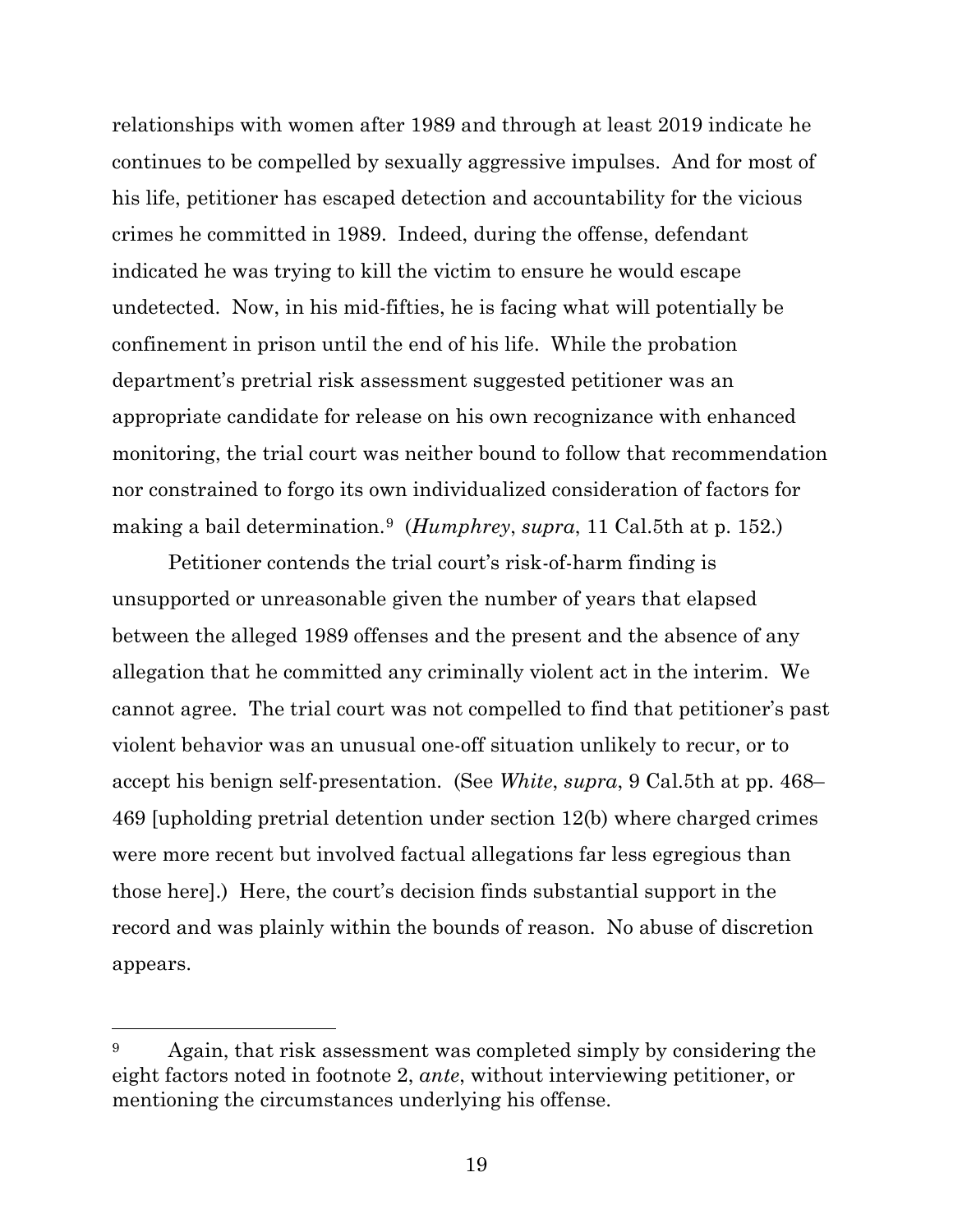relationships with women after 1989 and through at least 2019 indicate he continues to be compelled by sexually aggressive impulses. And for most of his life, petitioner has escaped detection and accountability for the vicious crimes he committed in 1989. Indeed, during the offense, defendant indicated he was trying to kill the victim to ensure he would escape undetected. Now, in his mid-fifties, he is facing what will potentially be confinement in prison until the end of his life. While the probation department's pretrial risk assessment suggested petitioner was an appropriate candidate for release on his own recognizance with enhanced monitoring, the trial court was neither bound to follow that recommendation nor constrained to forgo its own individualized consideration of factors for making a bail determination.[9] (*Humphrey*, *supra*, 11 Cal.5th at p. 152.)

Petitioner contends the trial court's risk-of-harm finding is unsupported or unreasonable given the number of years that elapsed between the alleged 1989 offenses and the present and the absence of any allegation that he committed any criminally violent act in the interim. We cannot agree. The trial court was not compelled to find that petitioner's past violent behavior was an unusual one-off situation unlikely to recur, or to accept his benign self-presentation. (See *White*, *supra*, 9 Cal.5th at pp. 468–469 [upholding pretrial detention under section 12(b) where charged crimes were more recent but involved factual allegations far less egregious than those here].) Here, the court's decision finds substantial support in the record and was plainly within the bounds of reason. No abuse of discretion appears.

---

[9] Again, that risk assessment was completed simply by considering the eight factors noted in footnote 2, *ante*, without interviewing petitioner, or mentioning the circumstances underlying his offense.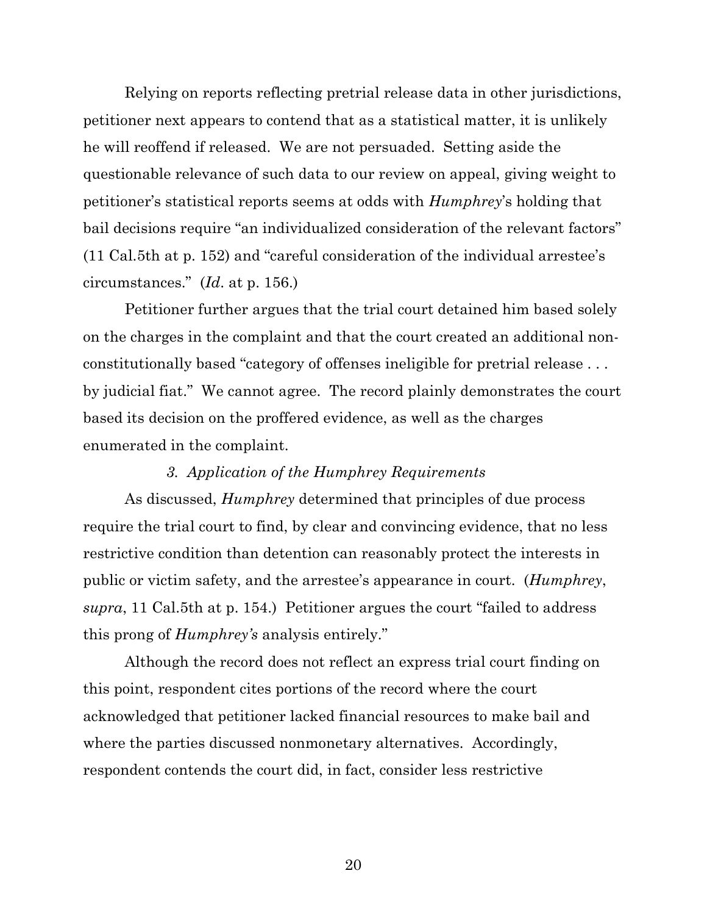Relying on reports reflecting pretrial release data in other jurisdictions, petitioner next appears to contend that as a statistical matter, it is unlikely he will reoffend if released. We are not persuaded. Setting aside the questionable relevance of such data to our review on appeal, giving weight to petitioner's statistical reports seems at odds with *Humphrey*'s holding that bail decisions require "an individualized consideration of the relevant factors" (11 Cal.5th at p. 152) and "careful consideration of the individual arrestee's circumstances." (*Id*. at p. 156.)

Petitioner further argues that the trial court detained him based solely on the charges in the complaint and that the court created an additional non-constitutionally based "category of offenses ineligible for pretrial release . . . by judicial fiat." We cannot agree. The record plainly demonstrates the court based its decision on the proffered evidence, as well as the charges enumerated in the complaint.

### *3. Application of the Humphrey Requirements*

As discussed, *Humphrey* determined that principles of due process require the trial court to find, by clear and convincing evidence, that no less restrictive condition than detention can reasonably protect the interests in public or victim safety, and the arrestee's appearance in court. (*Humphrey*, *supra*, 11 Cal.5th at p. 154.) Petitioner argues the court "failed to address this prong of *Humphrey's* analysis entirely."

Although the record does not reflect an express trial court finding on this point, respondent cites portions of the record where the court acknowledged that petitioner lacked financial resources to make bail and where the parties discussed nonmonetary alternatives. Accordingly, respondent contends the court did, in fact, consider less restrictive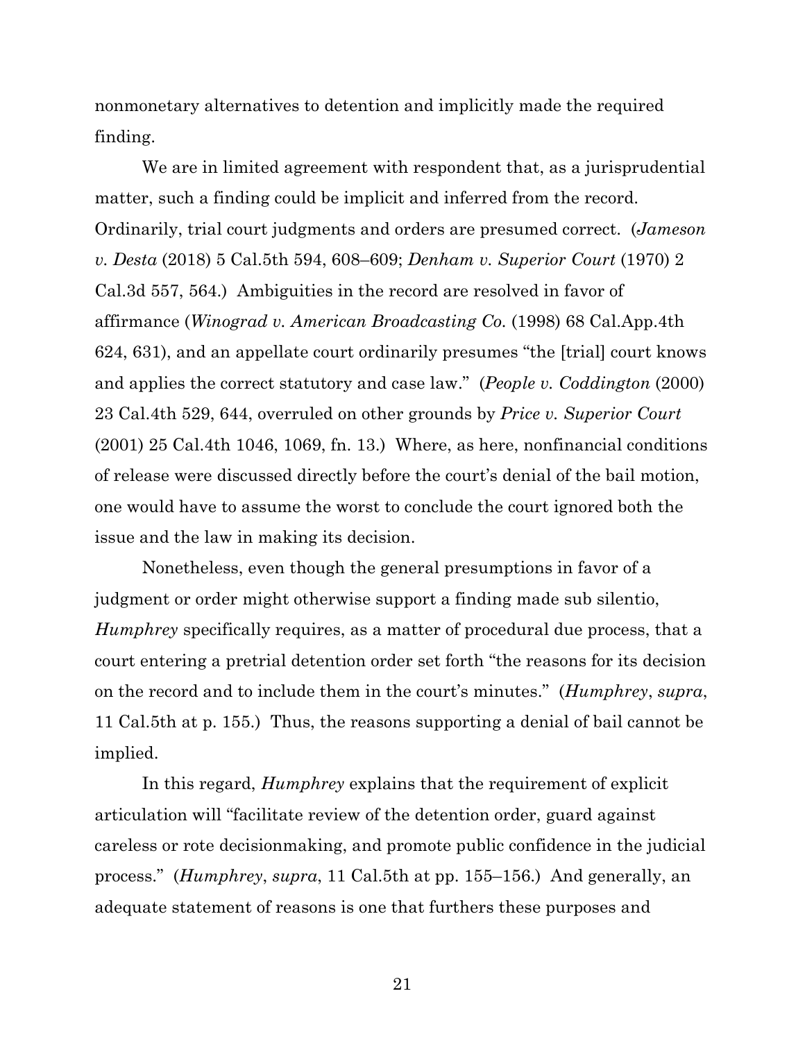nonmonetary alternatives to detention and implicitly made the required finding.

We are in limited agreement with respondent that, as a jurisprudential matter, such a finding could be implicit and inferred from the record. Ordinarily, trial court judgments and orders are presumed correct. (*Jameson v. Desta* (2018) 5 Cal.5th 594, 608–609; *Denham v. Superior Court* (1970) 2 Cal.3d 557, 564.) Ambiguities in the record are resolved in favor of affirmance (*Winograd v. American Broadcasting Co.* (1998) 68 Cal.App.4th 624, 631), and an appellate court ordinarily presumes "the [trial] court knows and applies the correct statutory and case law." (*People v. Coddington* (2000) 23 Cal.4th 529, 644, overruled on other grounds by *Price v. Superior Court* (2001) 25 Cal.4th 1046, 1069, fn. 13.) Where, as here, nonfinancial conditions of release were discussed directly before the court's denial of the bail motion, one would have to assume the worst to conclude the court ignored both the issue and the law in making its decision.

Nonetheless, even though the general presumptions in favor of a judgment or order might otherwise support a finding made sub silentio, *Humphrey* specifically requires, as a matter of procedural due process, that a court entering a pretrial detention order set forth "the reasons for its decision on the record and to include them in the court's minutes." (*Humphrey*, *supra*, 11 Cal.5th at p. 155.) Thus, the reasons supporting a denial of bail cannot be implied.

In this regard, *Humphrey* explains that the requirement of explicit articulation will "facilitate review of the detention order, guard against careless or rote decisionmaking, and promote public confidence in the judicial process." (*Humphrey*, *supra*, 11 Cal.5th at pp. 155–156.) And generally, an adequate statement of reasons is one that furthers these purposes and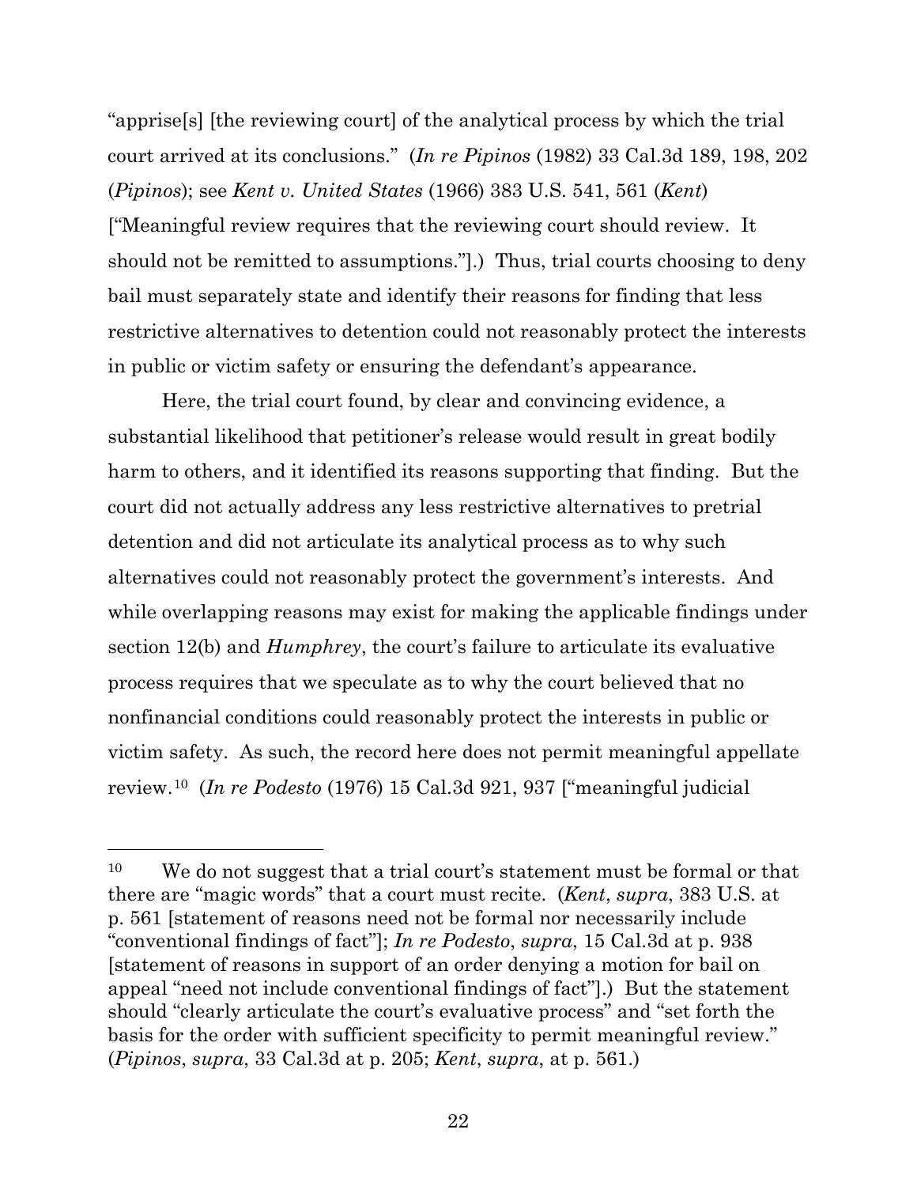"apprise[s] [the reviewing court] of the analytical process by which the trial court arrived at its conclusions." (*In re Pipinos* (1982) 33 Cal.3d 189, 198, 202 (*Pipinos*); see *Kent v. United States* (1966) 383 U.S. 541, 561 (*Kent*) ["Meaningful review requires that the reviewing court should review. It should not be remitted to assumptions."].) Thus, trial courts choosing to deny bail must separately state and identify their reasons for finding that less restrictive alternatives to detention could not reasonably protect the interests in public or victim safety or ensuring the defendant's appearance.

Here, the trial court found, by clear and convincing evidence, a substantial likelihood that petitioner's release would result in great bodily harm to others, and it identified its reasons supporting that finding. But the court did not actually address any less restrictive alternatives to pretrial detention and did not articulate its analytical process as to why such alternatives could not reasonably protect the government's interests. And while overlapping reasons may exist for making the applicable findings under section 12(b) and *Humphrey*, the court's failure to articulate its evaluative process requires that we speculate as to why the court believed that no nonfinancial conditions could reasonably protect the interests in public or victim safety. As such, the record here does not permit meaningful appellate review.[10] (*In re Podesto* (1976) 15 Cal.3d 921, 937 ["meaningful judicial

---

[10] We do not suggest that a trial court's statement must be formal or that there are "magic words" that a court must recite. (*Kent*, *supra*, 383 U.S. at p. 561 [statement of reasons need not be formal nor necessarily include "conventional findings of fact"]; *In re Podesto*, *supra*, 15 Cal.3d at p. 938 [statement of reasons in support of an order denying a motion for bail on appeal "need not include conventional findings of fact"].) But the statement should "clearly articulate the court's evaluative process" and "set forth the basis for the order with sufficient specificity to permit meaningful review." (*Pipinos*, *supra*, 33 Cal.3d at p. 205; *Kent*, *supra*, at p. 561.)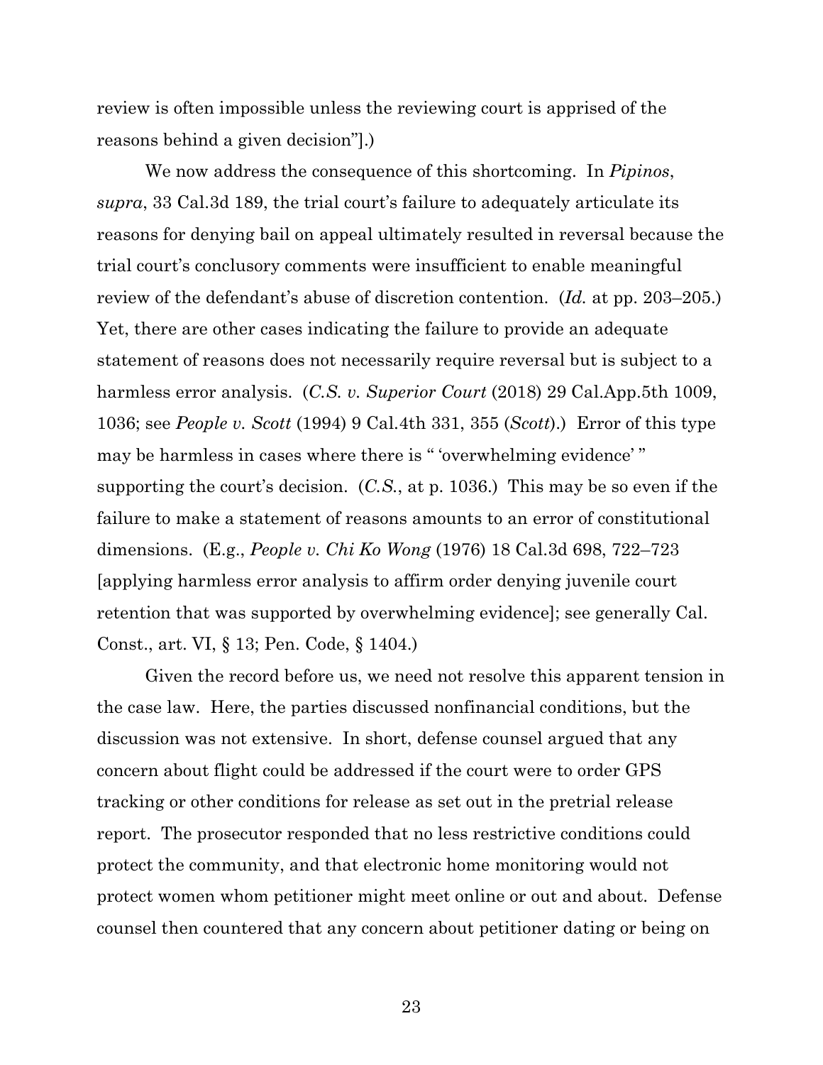review is often impossible unless the reviewing court is apprised of the reasons behind a given decision"].)

We now address the consequence of this shortcoming. In *Pipinos*, *supra*, 33 Cal.3d 189, the trial court's failure to adequately articulate its reasons for denying bail on appeal ultimately resulted in reversal because the trial court's conclusory comments were insufficient to enable meaningful review of the defendant's abuse of discretion contention. (*Id.* at pp. 203–205.) Yet, there are other cases indicating the failure to provide an adequate statement of reasons does not necessarily require reversal but is subject to a harmless error analysis. (*C.S. v. Superior Court* (2018) 29 Cal.App.5th 1009, 1036; see *People v. Scott* (1994) 9 Cal.4th 331, 355 (*Scott*).) Error of this type may be harmless in cases where there is " 'overwhelming evidence' " supporting the court's decision. (*C.S.*, at p. 1036.) This may be so even if the failure to make a statement of reasons amounts to an error of constitutional dimensions. (E.g., *People v. Chi Ko Wong* (1976) 18 Cal.3d 698, 722–723 [applying harmless error analysis to affirm order denying juvenile court retention that was supported by overwhelming evidence]; see generally Cal. Const., art. VI, § 13; Pen. Code, § 1404.)

Given the record before us, we need not resolve this apparent tension in the case law. Here, the parties discussed nonfinancial conditions, but the discussion was not extensive. In short, defense counsel argued that any concern about flight could be addressed if the court were to order GPS tracking or other conditions for release as set out in the pretrial release report. The prosecutor responded that no less restrictive conditions could protect the community, and that electronic home monitoring would not protect women whom petitioner might meet online or out and about. Defense counsel then countered that any concern about petitioner dating or being on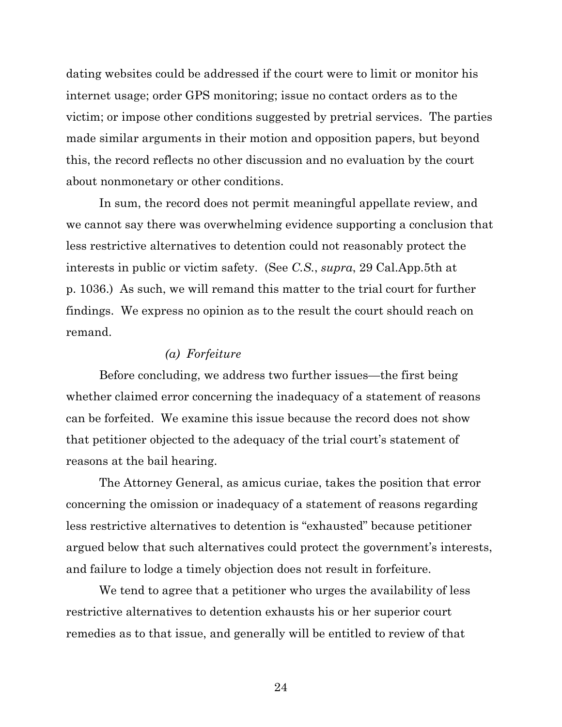dating websites could be addressed if the court were to limit or monitor his internet usage; order GPS monitoring; issue no contact orders as to the victim; or impose other conditions suggested by pretrial services. The parties made similar arguments in their motion and opposition papers, but beyond this, the record reflects no other discussion and no evaluation by the court about nonmonetary or other conditions.

In sum, the record does not permit meaningful appellate review, and we cannot say there was overwhelming evidence supporting a conclusion that less restrictive alternatives to detention could not reasonably protect the interests in public or victim safety. (See *C.S.*, *supra*, 29 Cal.App.5th at p. 1036.) As such, we will remand this matter to the trial court for further findings. We express no opinion as to the result the court should reach on remand.

*(a) Forfeiture*

Before concluding, we address two further issues—the first being whether claimed error concerning the inadequacy of a statement of reasons can be forfeited. We examine this issue because the record does not show that petitioner objected to the adequacy of the trial court's statement of reasons at the bail hearing.

The Attorney General, as amicus curiae, takes the position that error concerning the omission or inadequacy of a statement of reasons regarding less restrictive alternatives to detention is "exhausted" because petitioner argued below that such alternatives could protect the government's interests, and failure to lodge a timely objection does not result in forfeiture.

We tend to agree that a petitioner who urges the availability of less restrictive alternatives to detention exhausts his or her superior court remedies as to that issue, and generally will be entitled to review of that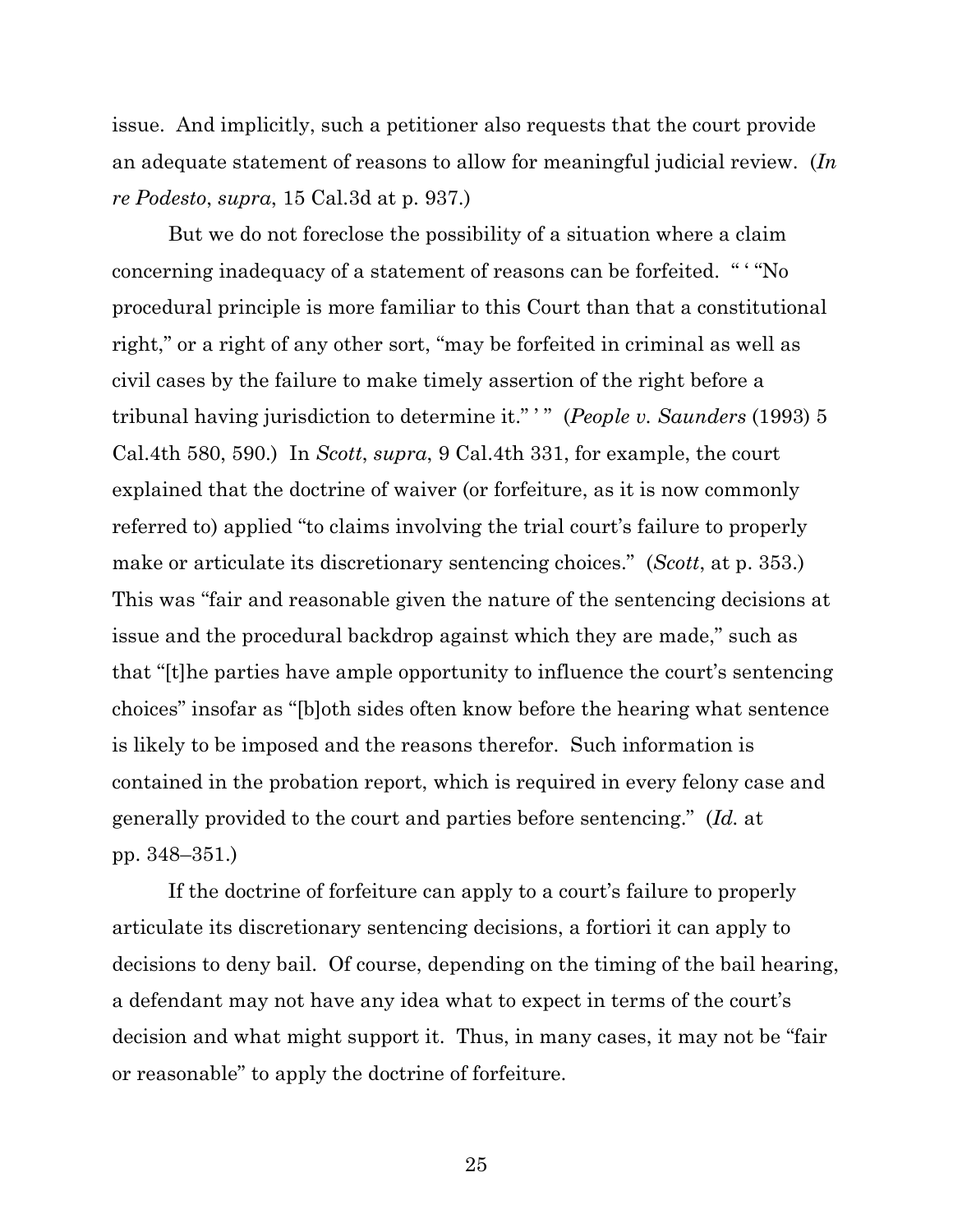issue. And implicitly, such a petitioner also requests that the court provide an adequate statement of reasons to allow for meaningful judicial review. (*In re Podesto*, *supra*, 15 Cal.3d at p. 937.)

But we do not foreclose the possibility of a situation where a claim concerning inadequacy of a statement of reasons can be forfeited. " ' "No procedural principle is more familiar to this Court than that a constitutional right," or a right of any other sort, "may be forfeited in criminal as well as civil cases by the failure to make timely assertion of the right before a tribunal having jurisdiction to determine it." ' " (*People v. Saunders* (1993) 5 Cal.4th 580, 590.) In *Scott*, *supra*, 9 Cal.4th 331, for example, the court explained that the doctrine of waiver (or forfeiture, as it is now commonly referred to) applied "to claims involving the trial court's failure to properly make or articulate its discretionary sentencing choices." (*Scott*, at p. 353.) This was "fair and reasonable given the nature of the sentencing decisions at issue and the procedural backdrop against which they are made," such as that "[t]he parties have ample opportunity to influence the court's sentencing choices" insofar as "[b]oth sides often know before the hearing what sentence is likely to be imposed and the reasons therefor. Such information is contained in the probation report, which is required in every felony case and generally provided to the court and parties before sentencing." (*Id.* at pp. 348–351.)

If the doctrine of forfeiture can apply to a court's failure to properly articulate its discretionary sentencing decisions, a fortiori it can apply to decisions to deny bail. Of course, depending on the timing of the bail hearing, a defendant may not have any idea what to expect in terms of the court's decision and what might support it. Thus, in many cases, it may not be "fair or reasonable" to apply the doctrine of forfeiture.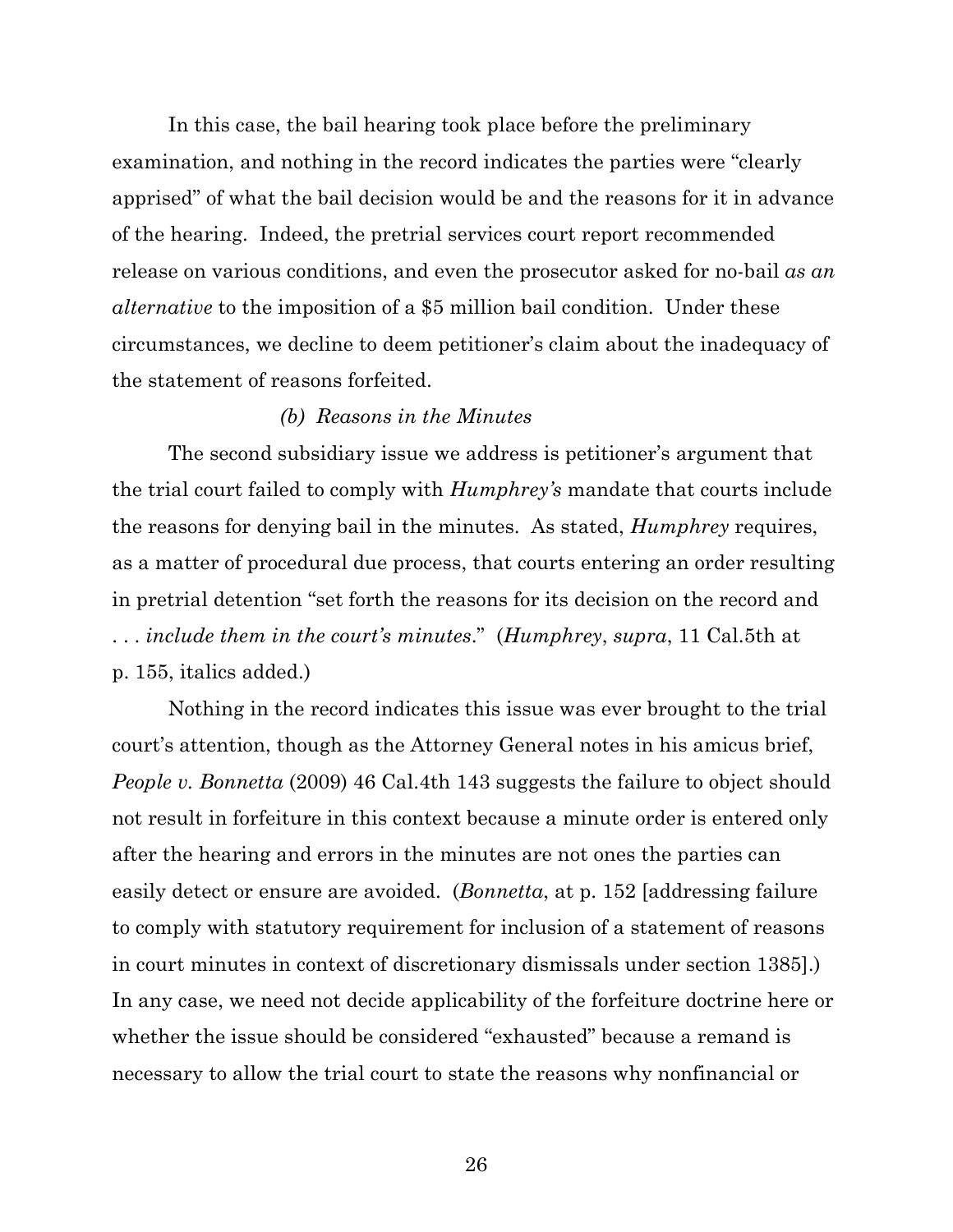In this case, the bail hearing took place before the preliminary examination, and nothing in the record indicates the parties were "clearly apprised" of what the bail decision would be and the reasons for it in advance of the hearing. Indeed, the pretrial services court report recommended release on various conditions, and even the prosecutor asked for no-bail *as an alternative* to the imposition of a $5 million bail condition. Under these circumstances, we decline to deem petitioner's claim about the inadequacy of the statement of reasons forfeited.

*(b) Reasons in the Minutes*

The second subsidiary issue we address is petitioner's argument that the trial court failed to comply with *Humphrey's* mandate that courts include the reasons for denying bail in the minutes. As stated, *Humphrey* requires, as a matter of procedural due process, that courts entering an order resulting in pretrial detention "set forth the reasons for its decision on the record and . . . *include them in the court's minutes*." (*Humphrey*, *supra*, 11 Cal.5th at p. 155, italics added.)

Nothing in the record indicates this issue was ever brought to the trial court's attention, though as the Attorney General notes in his amicus brief, *People v. Bonnetta* (2009) 46 Cal.4th 143 suggests the failure to object should not result in forfeiture in this context because a minute order is entered only after the hearing and errors in the minutes are not ones the parties can easily detect or ensure are avoided. (*Bonnetta*, at p. 152 [addressing failure to comply with statutory requirement for inclusion of a statement of reasons in court minutes in context of discretionary dismissals under section 1385].) In any case, we need not decide applicability of the forfeiture doctrine here or whether the issue should be considered "exhausted" because a remand is necessary to allow the trial court to state the reasons why nonfinancial or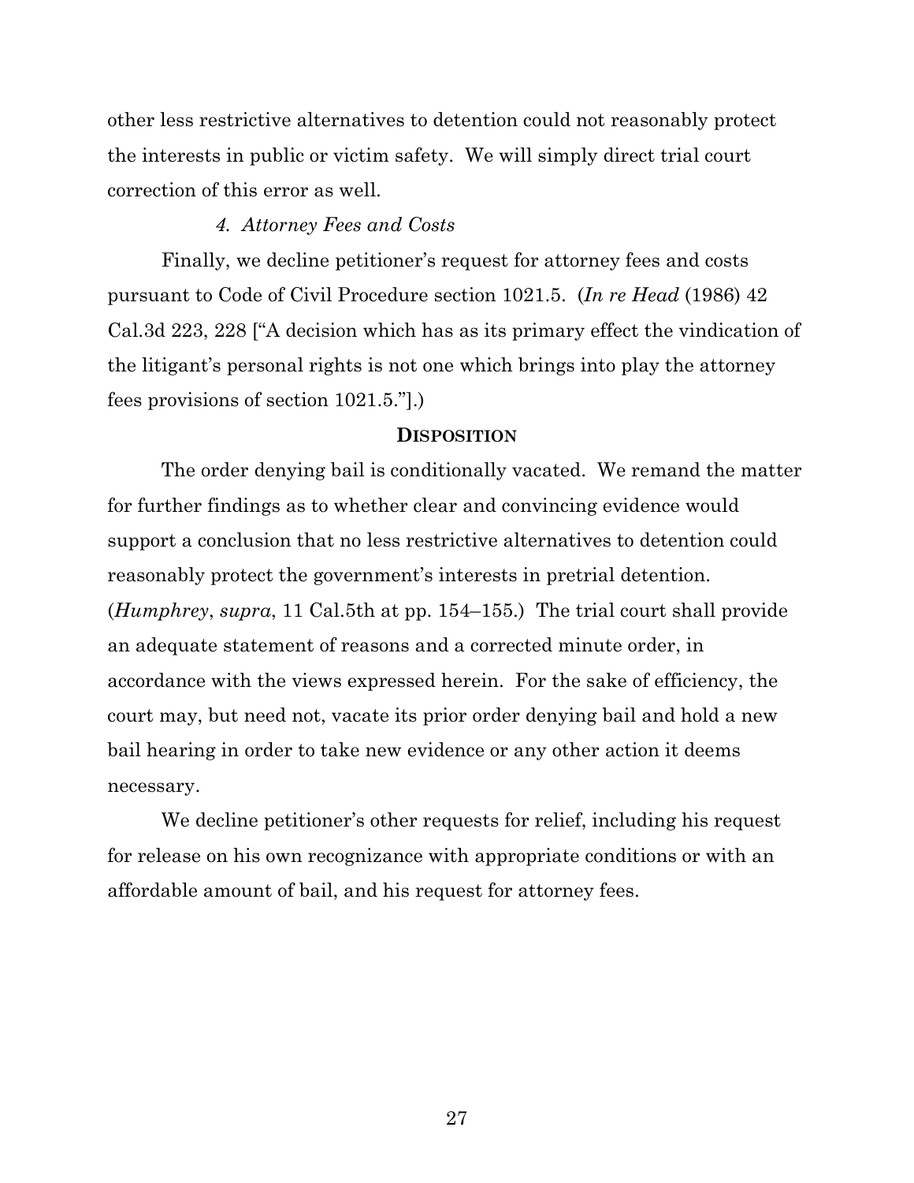other less restrictive alternatives to detention could not reasonably protect the interests in public or victim safety. We will simply direct trial court correction of this error as well.

*4. Attorney Fees and Costs*

Finally, we decline petitioner's request for attorney fees and costs pursuant to Code of Civil Procedure section 1021.5. (*In re Head* (1986) 42 Cal.3d 223, 228 ["A decision which has as its primary effect the vindication of the litigant's personal rights is not one which brings into play the attorney fees provisions of section 1021.5."].)

**DISPOSITION**

The order denying bail is conditionally vacated. We remand the matter for further findings as to whether clear and convincing evidence would support a conclusion that no less restrictive alternatives to detention could reasonably protect the government's interests in pretrial detention. (*Humphrey*, *supra*, 11 Cal.5th at pp. 154–155.) The trial court shall provide an adequate statement of reasons and a corrected minute order, in accordance with the views expressed herein. For the sake of efficiency, the court may, but need not, vacate its prior order denying bail and hold a new bail hearing in order to take new evidence or any other action it deems necessary.

We decline petitioner's other requests for relief, including his request for release on his own recognizance with appropriate conditions or with an affordable amount of bail, and his request for attorney fees.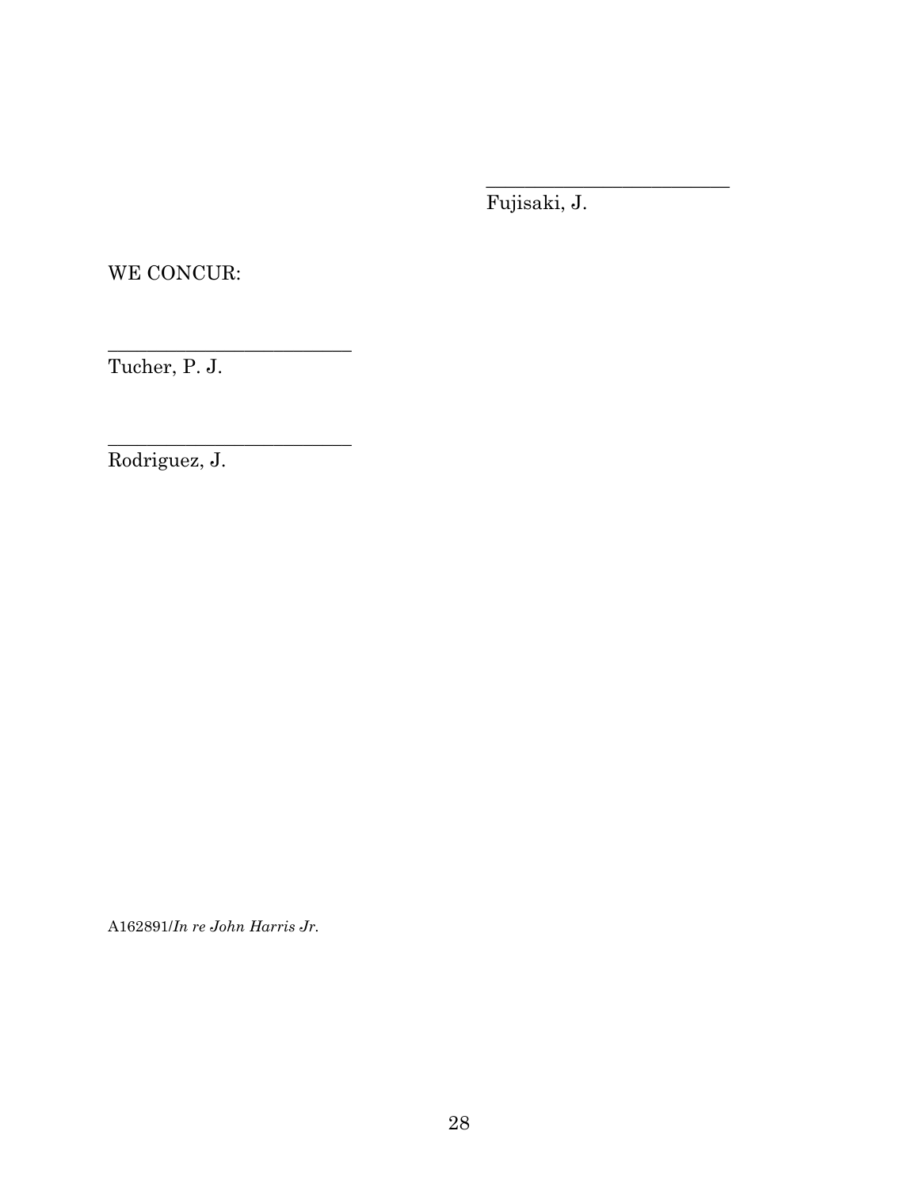_________________________
Fujisaki, J.

WE CONCUR:

_________________________
Tucher, P. J.

_________________________
Rodriguez, J.

A162891/*In re John Harris Jr.*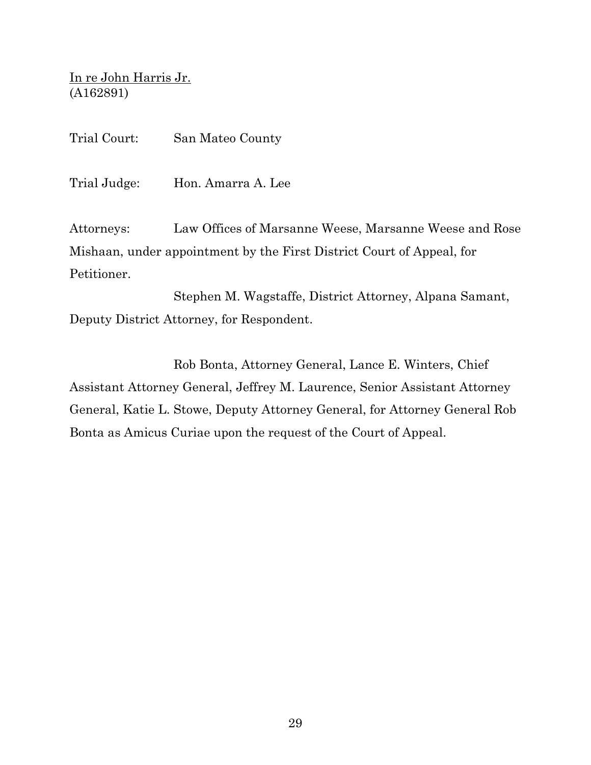<u>In re John Harris Jr.</u>
(A162891)

Trial Court: San Mateo County

Trial Judge: Hon. Amarra A. Lee

Attorneys: Law Offices of Marsanne Weese, Marsanne Weese and Rose Mishaan, under appointment by the First District Court of Appeal, for Petitioner.

Stephen M. Wagstaffe, District Attorney, Alpana Samant, Deputy District Attorney, for Respondent.

Rob Bonta, Attorney General, Lance E. Winters, Chief Assistant Attorney General, Jeffrey M. Laurence, Senior Assistant Attorney General, Katie L. Stowe, Deputy Attorney General, for Attorney General Rob Bonta as Amicus Curiae upon the request of the Court of Appeal.